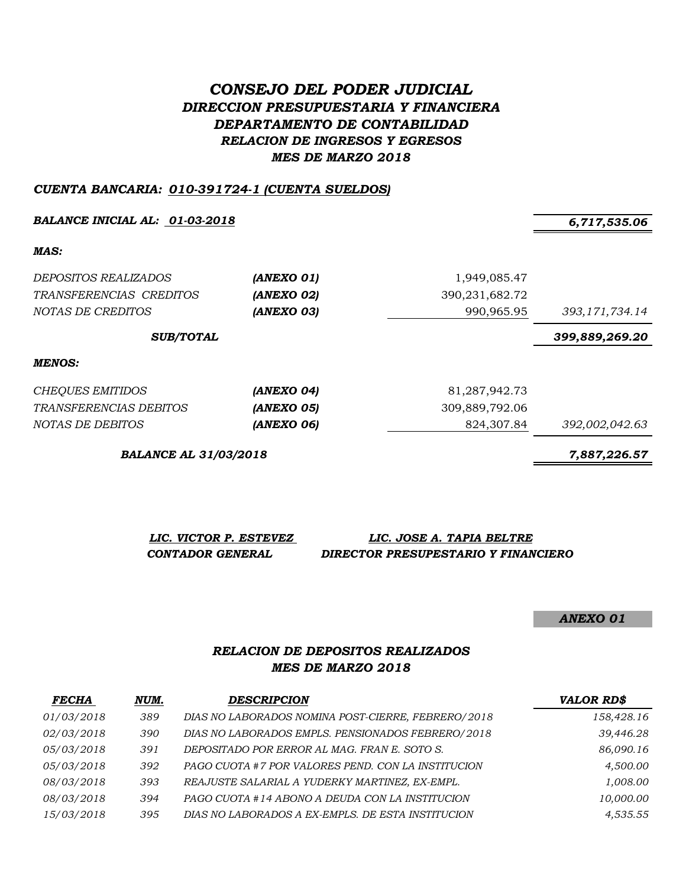# *CONSEJO DEL PODER JUDICIAL*

## *DIRECCION PRESUPUESTARIA Y FINANCIERA*
## *DEPARTAMENTO DE CONTABILIDAD*
## *RELACION DE INGRESOS Y EGRESOS*
## *MES DE MARZO 2018*

***CUENTA BANCARIA: 010-391724-1 (CUENTA SUELDOS)***

| | | | |
|---|---|---|---|
| ***BALANCE INICIAL AL: 01-03-2018*** | | | ***6,717,535.06*** |
| ***MAS:*** | | | |
| *DEPOSITOS REALIZADOS* | ***(ANEXO 01)*** | 1,949,085.47 | |
| *TRANSFERENCIAS CREDITOS* | ***(ANEXO 02)*** | 390,231,682.72 | |
| *NOTAS DE CREDITOS* | ***(ANEXO 03)*** | 990,965.95 | *393,171,734.14* |
| ***SUB/TOTAL*** | | | ***399,889,269.20*** |
| ***MENOS:*** | | | |
| *CHEQUES EMITIDOS* | ***(ANEXO 04)*** | 81,287,942.73 | |
| *TRANSFERENCIAS DEBITOS* | ***(ANEXO 05)*** | 309,889,792.06 | |
| *NOTAS DE DEBITOS* | ***(ANEXO 06)*** | 824,307.84 | *392,002,042.63* |
| ***BALANCE AL 31/03/2018*** | | | ***7,887,226.57*** |

***LIC. VICTOR P. ESTEVEZ***
***CONTADOR GENERAL***

***LIC. JOSE A. TAPIA BELTRE***
***DIRECTOR PRESUPESTARIO Y FINANCIERO***

***ANEXO 01***

### *RELACION DE DEPOSITOS REALIZADOS*
### *MES DE MARZO 2018*

| ***FECHA*** | ***NUM.*** | ***DESCRIPCION*** | ***VALOR RD$*** |
|---|---|---|---|
| *01/03/2018* | *389* | *DIAS NO LABORADOS NOMINA POST-CIERRE, FEBRERO/2018* | *158,428.16* |
| *02/03/2018* | *390* | *DIAS NO LABORADOS EMPLS. PENSIONADOS FEBRERO/2018* | *39,446.28* |
| *05/03/2018* | *391* | *DEPOSITADO POR ERROR AL MAG. FRAN E. SOTO S.* | *86,090.16* |
| *05/03/2018* | *392* | *PAGO CUOTA #7 POR VALORES PEND. CON LA INSTITUCION* | *4,500.00* |
| *08/03/2018* | *393* | *REAJUSTE SALARIAL A YUDERKY MARTINEZ, EX-EMPL.* | *1,008.00* |
| *08/03/2018* | *394* | *PAGO CUOTA #14 ABONO A DEUDA CON LA INSTITUCION* | *10,000.00* |
| *15/03/2018* | *395* | *DIAS NO LABORADOS A EX-EMPLS. DE ESTA INSTITUCION* | *4,535.55* |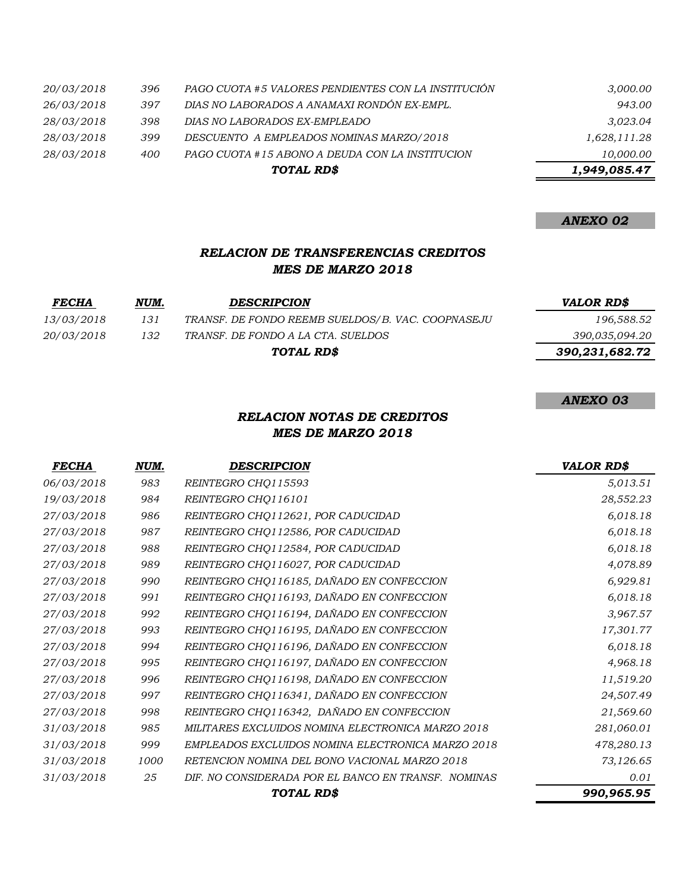| | | | |
|---|---|---|---|
| *20/03/2018* | *396* | *PAGO CUOTA #5 VALORES PENDIENTES CON LA INSTITUCIÓN* | *3,000.00* |
| *26/03/2018* | *397* | *DIAS NO LABORADOS A ANAMAXI RONDÓN EX-EMPL.* | *943.00* |
| *28/03/2018* | *398* | *DIAS NO LABORADOS EX-EMPLEADO* | *3,023.04* |
| *28/03/2018* | *399* | *DESCUENTO A EMPLEADOS NOMINAS MARZO/2018* | *1,628,111.28* |
| *28/03/2018* | *400* | *PAGO CUOTA #15 ABONO A DEUDA CON LA INSTITUCION* | *10,000.00* |
| | | ***TOTAL RD$*** | ***1,949,085.47*** |

***ANEXO 02***

### *RELACION DE TRANSFERENCIAS CREDITOS*
### *MES DE MARZO 2018*

| ***FECHA*** | ***NUM.*** | ***DESCRIPCION*** | ***VALOR RD$*** |
|---|---|---|---|
| *13/03/2018* | *131* | *TRANSF. DE FONDO REEMB SUELDOS/B. VAC. COOPNASEJU* | *196,588.52* |
| *20/03/2018* | *132* | *TRANSF. DE FONDO A LA CTA. SUELDOS* | *390,035,094.20* |
| | | ***TOTAL RD$*** | ***390,231,682.72*** |

***ANEXO 03***

### *RELACION NOTAS DE CREDITOS*
### *MES DE MARZO 2018*

| ***FECHA*** | ***NUM.*** | ***DESCRIPCION*** | ***VALOR RD$*** |
|---|---|---|---|
| *06/03/2018* | *983* | *REINTEGRO CHQ115593* | *5,013.51* |
| *19/03/2018* | *984* | *REINTEGRO CHQ116101* | *28,552.23* |
| *27/03/2018* | *986* | *REINTEGRO CHQ112621, POR CADUCIDAD* | *6,018.18* |
| *27/03/2018* | *987* | *REINTEGRO CHQ112586, POR CADUCIDAD* | *6,018.18* |
| *27/03/2018* | *988* | *REINTEGRO CHQ112584, POR CADUCIDAD* | *6,018.18* |
| *27/03/2018* | *989* | *REINTEGRO CHQ116027, POR CADUCIDAD* | *4,078.89* |
| *27/03/2018* | *990* | *REINTEGRO CHQ116185, DAÑADO EN CONFECCION* | *6,929.81* |
| *27/03/2018* | *991* | *REINTEGRO CHQ116193, DAÑADO EN CONFECCION* | *6,018.18* |
| *27/03/2018* | *992* | *REINTEGRO CHQ116194, DAÑADO EN CONFECCION* | *3,967.57* |
| *27/03/2018* | *993* | *REINTEGRO CHQ116195, DAÑADO EN CONFECCION* | *17,301.77* |
| *27/03/2018* | *994* | *REINTEGRO CHQ116196, DAÑADO EN CONFECCION* | *6,018.18* |
| *27/03/2018* | *995* | *REINTEGRO CHQ116197, DAÑADO EN CONFECCION* | *4,968.18* |
| *27/03/2018* | *996* | *REINTEGRO CHQ116198, DAÑADO EN CONFECCION* | *11,519.20* |
| *27/03/2018* | *997* | *REINTEGRO CHQ116341, DAÑADO EN CONFECCION* | *24,507.49* |
| *27/03/2018* | *998* | *REINTEGRO CHQ116342, DAÑADO EN CONFECCION* | *21,569.60* |
| *31/03/2018* | *985* | *MILITARES EXCLUIDOS NOMINA ELECTRONICA MARZO 2018* | *281,060.01* |
| *31/03/2018* | *999* | *EMPLEADOS EXCLUIDOS NOMINA ELECTRONICA MARZO 2018* | *478,280.13* |
| *31/03/2018* | *1000* | *RETENCION NOMINA DEL BONO VACIONAL MARZO 2018* | *73,126.65* |
| *31/03/2018* | *25* | *DIF. NO CONSIDERADA POR EL BANCO EN TRANSF. NOMINAS* | *0.01* |
| | | ***TOTAL RD$*** | ***990,965.95*** |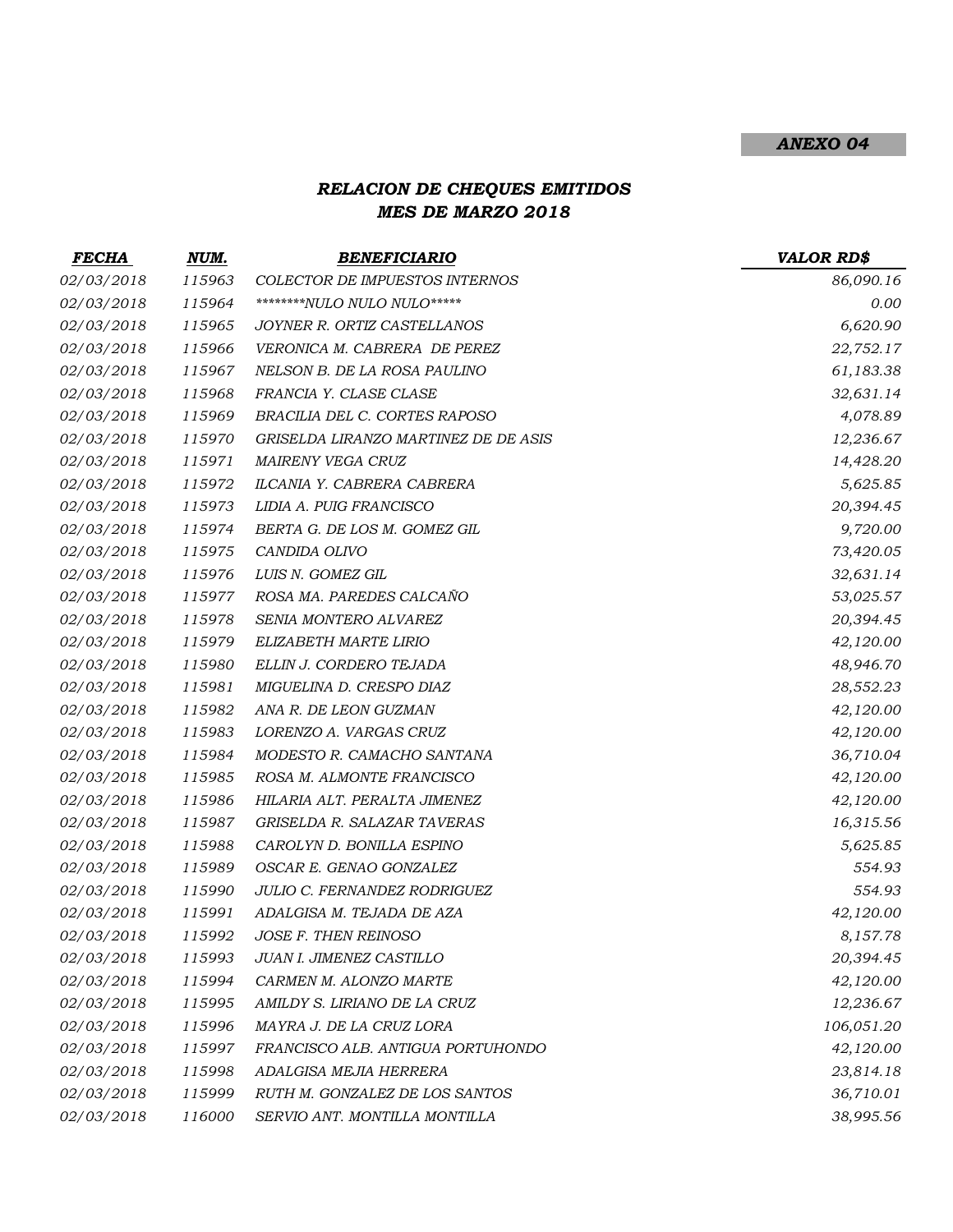***ANEXO 04***

## *RELACION DE CHEQUES EMITIDOS*
## *MES DE MARZO 2018*

| *FECHA* | *NUM.* | *BENEFICIARIO* | *VALOR RD$* |
|---|---|---|---|
| 02/03/2018 | 115963 | COLECTOR DE IMPUESTOS INTERNOS | 86,090.16 |
| 02/03/2018 | 115964 | ********NULO NULO NULO***** | 0.00 |
| 02/03/2018 | 115965 | JOYNER R. ORTIZ CASTELLANOS | 6,620.90 |
| 02/03/2018 | 115966 | VERONICA M. CABRERA DE PEREZ | 22,752.17 |
| 02/03/2018 | 115967 | NELSON B. DE LA ROSA PAULINO | 61,183.38 |
| 02/03/2018 | 115968 | FRANCIA Y. CLASE CLASE | 32,631.14 |
| 02/03/2018 | 115969 | BRACILIA DEL C. CORTES RAPOSO | 4,078.89 |
| 02/03/2018 | 115970 | GRISELDA LIRANZO MARTINEZ DE DE ASIS | 12,236.67 |
| 02/03/2018 | 115971 | MAIRENY VEGA CRUZ | 14,428.20 |
| 02/03/2018 | 115972 | ILCANIA Y. CABRERA CABRERA | 5,625.85 |
| 02/03/2018 | 115973 | LIDIA A. PUIG FRANCISCO | 20,394.45 |
| 02/03/2018 | 115974 | BERTA G. DE LOS M. GOMEZ GIL | 9,720.00 |
| 02/03/2018 | 115975 | CANDIDA OLIVO | 73,420.05 |
| 02/03/2018 | 115976 | LUIS N. GOMEZ GIL | 32,631.14 |
| 02/03/2018 | 115977 | ROSA MA. PAREDES CALCAÑO | 53,025.57 |
| 02/03/2018 | 115978 | SENIA MONTERO ALVAREZ | 20,394.45 |
| 02/03/2018 | 115979 | ELIZABETH MARTE LIRIO | 42,120.00 |
| 02/03/2018 | 115980 | ELLIN J. CORDERO TEJADA | 48,946.70 |
| 02/03/2018 | 115981 | MIGUELINA D. CRESPO DIAZ | 28,552.23 |
| 02/03/2018 | 115982 | ANA R. DE LEON GUZMAN | 42,120.00 |
| 02/03/2018 | 115983 | LORENZO A. VARGAS CRUZ | 42,120.00 |
| 02/03/2018 | 115984 | MODESTO R. CAMACHO SANTANA | 36,710.04 |
| 02/03/2018 | 115985 | ROSA M. ALMONTE FRANCISCO | 42,120.00 |
| 02/03/2018 | 115986 | HILARIA ALT. PERALTA JIMENEZ | 42,120.00 |
| 02/03/2018 | 115987 | GRISELDA R. SALAZAR TAVERAS | 16,315.56 |
| 02/03/2018 | 115988 | CAROLYN D. BONILLA ESPINO | 5,625.85 |
| 02/03/2018 | 115989 | OSCAR E. GENAO GONZALEZ | 554.93 |
| 02/03/2018 | 115990 | JULIO C. FERNANDEZ RODRIGUEZ | 554.93 |
| 02/03/2018 | 115991 | ADALGISA M. TEJADA DE AZA | 42,120.00 |
| 02/03/2018 | 115992 | JOSE F. THEN REINOSO | 8,157.78 |
| 02/03/2018 | 115993 | JUAN I. JIMENEZ CASTILLO | 20,394.45 |
| 02/03/2018 | 115994 | CARMEN M. ALONZO MARTE | 42,120.00 |
| 02/03/2018 | 115995 | AMILDY S. LIRIANO DE LA CRUZ | 12,236.67 |
| 02/03/2018 | 115996 | MAYRA J. DE LA CRUZ LORA | 106,051.20 |
| 02/03/2018 | 115997 | FRANCISCO ALB. ANTIGUA PORTUHONDO | 42,120.00 |
| 02/03/2018 | 115998 | ADALGISA MEJIA HERRERA | 23,814.18 |
| 02/03/2018 | 115999 | RUTH M. GONZALEZ DE LOS SANTOS | 36,710.01 |
| 02/03/2018 | 116000 | SERVIO ANT. MONTILLA MONTILLA | 38,995.56 |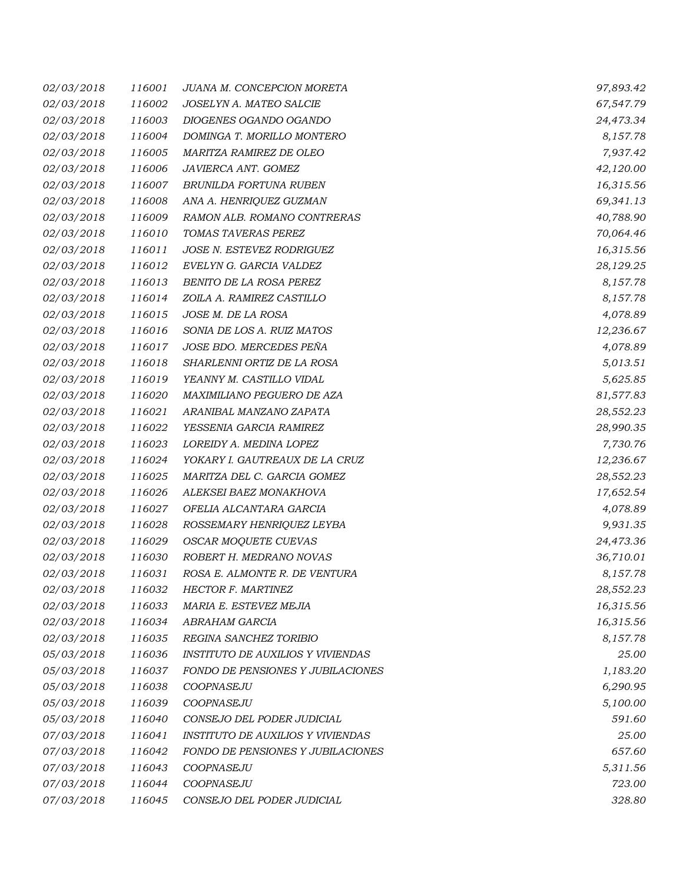| | | | |
|---|---|---|---|
| *02/03/2018* | *116001* | *JUANA M. CONCEPCION MORETA* | *97,893.42* |
| *02/03/2018* | *116002* | *JOSELYN A. MATEO SALCIE* | *67,547.79* |
| *02/03/2018* | *116003* | *DIOGENES OGANDO OGANDO* | *24,473.34* |
| *02/03/2018* | *116004* | *DOMINGA T. MORILLO MONTERO* | *8,157.78* |
| *02/03/2018* | *116005* | *MARITZA RAMIREZ DE OLEO* | *7,937.42* |
| *02/03/2018* | *116006* | *JAVIERCA ANT. GOMEZ* | *42,120.00* |
| *02/03/2018* | *116007* | *BRUNILDA FORTUNA RUBEN* | *16,315.56* |
| *02/03/2018* | *116008* | *ANA A. HENRIQUEZ GUZMAN* | *69,341.13* |
| *02/03/2018* | *116009* | *RAMON ALB. ROMANO CONTRERAS* | *40,788.90* |
| *02/03/2018* | *116010* | *TOMAS TAVERAS PEREZ* | *70,064.46* |
| *02/03/2018* | *116011* | *JOSE N. ESTEVEZ RODRIGUEZ* | *16,315.56* |
| *02/03/2018* | *116012* | *EVELYN G. GARCIA VALDEZ* | *28,129.25* |
| *02/03/2018* | *116013* | *BENITO DE LA ROSA PEREZ* | *8,157.78* |
| *02/03/2018* | *116014* | *ZOILA A. RAMIREZ CASTILLO* | *8,157.78* |
| *02/03/2018* | *116015* | *JOSE M. DE LA ROSA* | *4,078.89* |
| *02/03/2018* | *116016* | *SONIA DE LOS A. RUIZ MATOS* | *12,236.67* |
| *02/03/2018* | *116017* | *JOSE BDO. MERCEDES PEÑA* | *4,078.89* |
| *02/03/2018* | *116018* | *SHARLENNI ORTIZ DE LA ROSA* | *5,013.51* |
| *02/03/2018* | *116019* | *YEANNY M. CASTILLO VIDAL* | *5,625.85* |
| *02/03/2018* | *116020* | *MAXIMILIANO PEGUERO DE AZA* | *81,577.83* |
| *02/03/2018* | *116021* | *ARANIBAL MANZANO ZAPATA* | *28,552.23* |
| *02/03/2018* | *116022* | *YESSENIA GARCIA RAMIREZ* | *28,990.35* |
| *02/03/2018* | *116023* | *LOREIDY A. MEDINA LOPEZ* | *7,730.76* |
| *02/03/2018* | *116024* | *YOKARY I. GAUTREAUX DE LA CRUZ* | *12,236.67* |
| *02/03/2018* | *116025* | *MARITZA DEL C. GARCIA GOMEZ* | *28,552.23* |
| *02/03/2018* | *116026* | *ALEKSEI BAEZ MONAKHOVA* | *17,652.54* |
| *02/03/2018* | *116027* | *OFELIA ALCANTARA GARCIA* | *4,078.89* |
| *02/03/2018* | *116028* | *ROSSEMARY HENRIQUEZ LEYBA* | *9,931.35* |
| *02/03/2018* | *116029* | *OSCAR MOQUETE CUEVAS* | *24,473.36* |
| *02/03/2018* | *116030* | *ROBERT H. MEDRANO NOVAS* | *36,710.01* |
| *02/03/2018* | *116031* | *ROSA E. ALMONTE R. DE VENTURA* | *8,157.78* |
| *02/03/2018* | *116032* | *HECTOR F. MARTINEZ* | *28,552.23* |
| *02/03/2018* | *116033* | *MARIA E. ESTEVEZ MEJIA* | *16,315.56* |
| *02/03/2018* | *116034* | *ABRAHAM GARCIA* | *16,315.56* |
| *02/03/2018* | *116035* | *REGINA SANCHEZ TORIBIO* | *8,157.78* |
| *05/03/2018* | *116036* | *INSTITUTO DE AUXILIOS Y VIVIENDAS* | *25.00* |
| *05/03/2018* | *116037* | *FONDO DE PENSIONES Y JUBILACIONES* | *1,183.20* |
| *05/03/2018* | *116038* | *COOPNASEJU* | *6,290.95* |
| *05/03/2018* | *116039* | *COOPNASEJU* | *5,100.00* |
| *05/03/2018* | *116040* | *CONSEJO DEL PODER JUDICIAL* | *591.60* |
| *07/03/2018* | *116041* | *INSTITUTO DE AUXILIOS Y VIVIENDAS* | *25.00* |
| *07/03/2018* | *116042* | *FONDO DE PENSIONES Y JUBILACIONES* | *657.60* |
| *07/03/2018* | *116043* | *COOPNASEJU* | *5,311.56* |
| *07/03/2018* | *116044* | *COOPNASEJU* | *723.00* |
| *07/03/2018* | *116045* | *CONSEJO DEL PODER JUDICIAL* | *328.80* |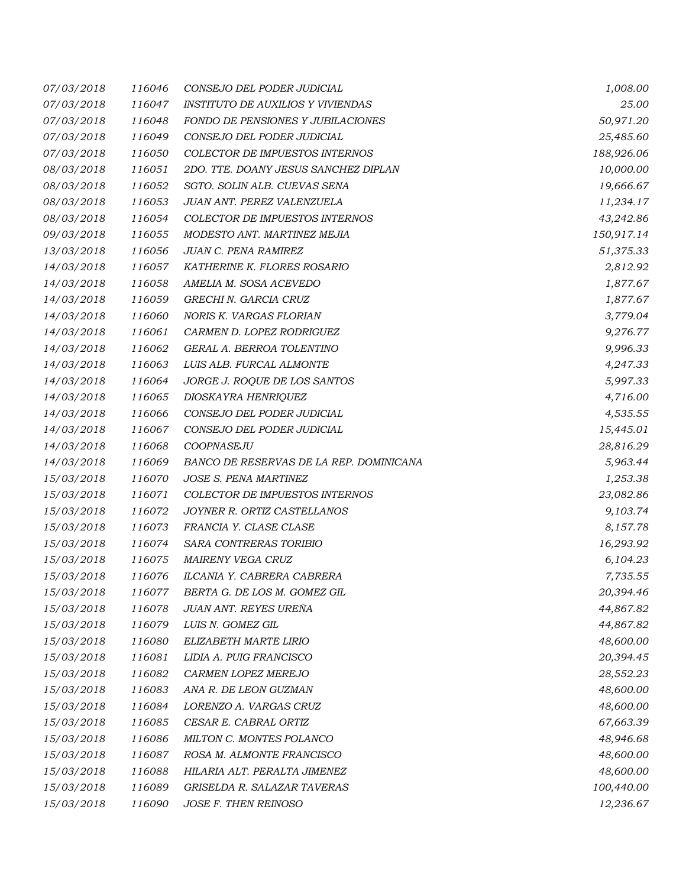| | | | |
|---|---|---|---|
| 07/03/2018 | 116046 | CONSEJO DEL PODER JUDICIAL | 1,008.00 |
| 07/03/2018 | 116047 | INSTITUTO DE AUXILIOS Y VIVIENDAS | 25.00 |
| 07/03/2018 | 116048 | FONDO DE PENSIONES Y JUBILACIONES | 50,971.20 |
| 07/03/2018 | 116049 | CONSEJO DEL PODER JUDICIAL | 25,485.60 |
| 07/03/2018 | 116050 | COLECTOR DE IMPUESTOS INTERNOS | 188,926.06 |
| 08/03/2018 | 116051 | 2DO. TTE. DOANY JESUS SANCHEZ DIPLAN | 10,000.00 |
| 08/03/2018 | 116052 | SGTO. SOLIN ALB. CUEVAS SENA | 19,666.67 |
| 08/03/2018 | 116053 | JUAN ANT. PEREZ VALENZUELA | 11,234.17 |
| 08/03/2018 | 116054 | COLECTOR DE IMPUESTOS INTERNOS | 43,242.86 |
| 09/03/2018 | 116055 | MODESTO ANT. MARTINEZ MEJIA | 150,917.14 |
| 13/03/2018 | 116056 | JUAN C. PENA RAMIREZ | 51,375.33 |
| 14/03/2018 | 116057 | KATHERINE K. FLORES ROSARIO | 2,812.92 |
| 14/03/2018 | 116058 | AMELIA M. SOSA ACEVEDO | 1,877.67 |
| 14/03/2018 | 116059 | GRECHI N. GARCIA CRUZ | 1,877.67 |
| 14/03/2018 | 116060 | NORIS K. VARGAS FLORIAN | 3,779.04 |
| 14/03/2018 | 116061 | CARMEN D. LOPEZ RODRIGUEZ | 9,276.77 |
| 14/03/2018 | 116062 | GERAL A. BERROA TOLENTINO | 9,996.33 |
| 14/03/2018 | 116063 | LUIS ALB. FURCAL ALMONTE | 4,247.33 |
| 14/03/2018 | 116064 | JORGE J. ROQUE DE LOS SANTOS | 5,997.33 |
| 14/03/2018 | 116065 | DIOSKAYRA HENRIQUEZ | 4,716.00 |
| 14/03/2018 | 116066 | CONSEJO DEL PODER JUDICIAL | 4,535.55 |
| 14/03/2018 | 116067 | CONSEJO DEL PODER JUDICIAL | 15,445.01 |
| 14/03/2018 | 116068 | COOPNASEJU | 28,816.29 |
| 14/03/2018 | 116069 | BANCO DE RESERVAS DE LA REP. DOMINICANA | 5,963.44 |
| 15/03/2018 | 116070 | JOSE S. PENA MARTINEZ | 1,253.38 |
| 15/03/2018 | 116071 | COLECTOR DE IMPUESTOS INTERNOS | 23,082.86 |
| 15/03/2018 | 116072 | JOYNER R. ORTIZ CASTELLANOS | 9,103.74 |
| 15/03/2018 | 116073 | FRANCIA Y. CLASE CLASE | 8,157.78 |
| 15/03/2018 | 116074 | SARA CONTRERAS TORIBIO | 16,293.92 |
| 15/03/2018 | 116075 | MAIRENY VEGA CRUZ | 6,104.23 |
| 15/03/2018 | 116076 | ILCANIA Y. CABRERA CABRERA | 7,735.55 |
| 15/03/2018 | 116077 | BERTA G. DE LOS M. GOMEZ GIL | 20,394.46 |
| 15/03/2018 | 116078 | JUAN ANT. REYES UREÑA | 44,867.82 |
| 15/03/2018 | 116079 | LUIS N. GOMEZ GIL | 44,867.82 |
| 15/03/2018 | 116080 | ELIZABETH MARTE LIRIO | 48,600.00 |
| 15/03/2018 | 116081 | LIDIA A. PUIG FRANCISCO | 20,394.45 |
| 15/03/2018 | 116082 | CARMEN LOPEZ MEREJO | 28,552.23 |
| 15/03/2018 | 116083 | ANA R. DE LEON GUZMAN | 48,600.00 |
| 15/03/2018 | 116084 | LORENZO A. VARGAS CRUZ | 48,600.00 |
| 15/03/2018 | 116085 | CESAR E. CABRAL ORTIZ | 67,663.39 |
| 15/03/2018 | 116086 | MILTON C. MONTES POLANCO | 48,946.68 |
| 15/03/2018 | 116087 | ROSA M. ALMONTE FRANCISCO | 48,600.00 |
| 15/03/2018 | 116088 | HILARIA ALT. PERALTA JIMENEZ | 48,600.00 |
| 15/03/2018 | 116089 | GRISELDA R. SALAZAR TAVERAS | 100,440.00 |
| 15/03/2018 | 116090 | JOSE F. THEN REINOSO | 12,236.67 |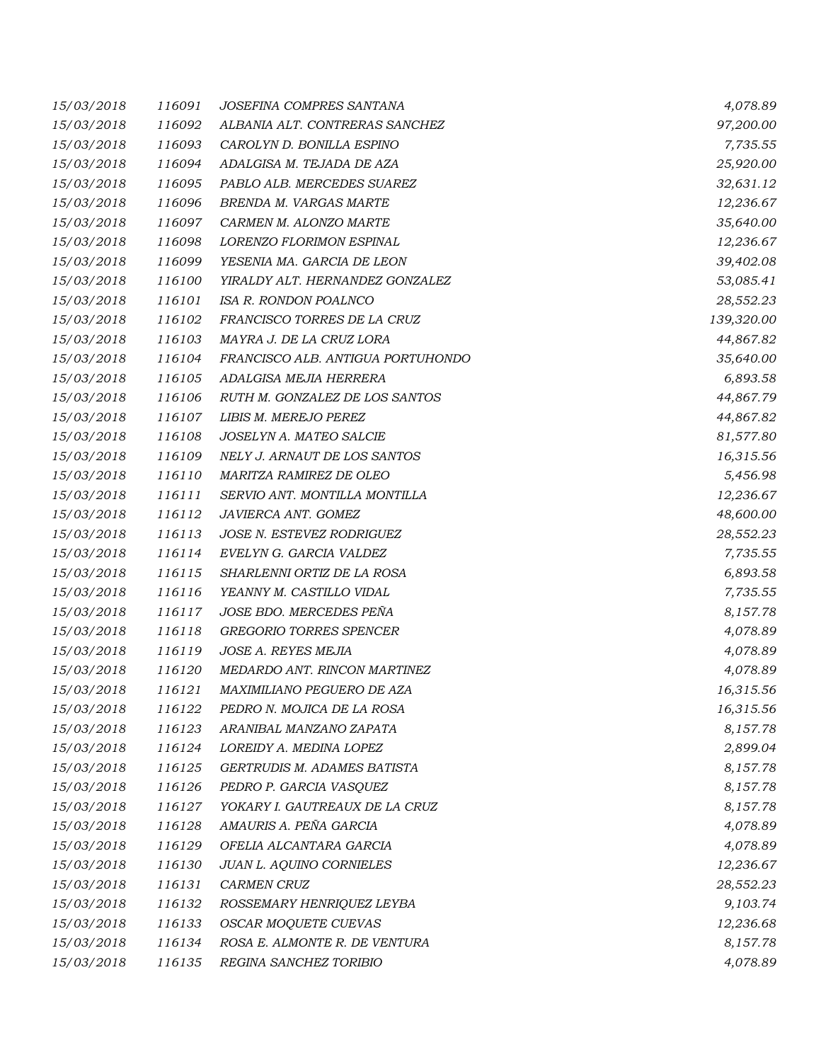| | | | |
|---|---|---|---|
| 15/03/2018 | 116091 | JOSEFINA COMPRES SANTANA | 4,078.89 |
| 15/03/2018 | 116092 | ALBANIA ALT. CONTRERAS SANCHEZ | 97,200.00 |
| 15/03/2018 | 116093 | CAROLYN D. BONILLA ESPINO | 7,735.55 |
| 15/03/2018 | 116094 | ADALGISA M. TEJADA DE AZA | 25,920.00 |
| 15/03/2018 | 116095 | PABLO ALB. MERCEDES SUAREZ | 32,631.12 |
| 15/03/2018 | 116096 | BRENDA M. VARGAS MARTE | 12,236.67 |
| 15/03/2018 | 116097 | CARMEN M. ALONZO MARTE | 35,640.00 |
| 15/03/2018 | 116098 | LORENZO FLORIMON ESPINAL | 12,236.67 |
| 15/03/2018 | 116099 | YESENIA MA. GARCIA DE LEON | 39,402.08 |
| 15/03/2018 | 116100 | YIRALDY ALT. HERNANDEZ GONZALEZ | 53,085.41 |
| 15/03/2018 | 116101 | ISA R. RONDON POALNCO | 28,552.23 |
| 15/03/2018 | 116102 | FRANCISCO TORRES DE LA CRUZ | 139,320.00 |
| 15/03/2018 | 116103 | MAYRA J. DE LA CRUZ LORA | 44,867.82 |
| 15/03/2018 | 116104 | FRANCISCO ALB. ANTIGUA PORTUHONDO | 35,640.00 |
| 15/03/2018 | 116105 | ADALGISA MEJIA HERRERA | 6,893.58 |
| 15/03/2018 | 116106 | RUTH M. GONZALEZ DE LOS SANTOS | 44,867.79 |
| 15/03/2018 | 116107 | LIBIS M. MEREJO PEREZ | 44,867.82 |
| 15/03/2018 | 116108 | JOSELYN A. MATEO SALCIE | 81,577.80 |
| 15/03/2018 | 116109 | NELY J. ARNAUT DE LOS SANTOS | 16,315.56 |
| 15/03/2018 | 116110 | MARITZA RAMIREZ DE OLEO | 5,456.98 |
| 15/03/2018 | 116111 | SERVIO ANT. MONTILLA MONTILLA | 12,236.67 |
| 15/03/2018 | 116112 | JAVIERCA ANT. GOMEZ | 48,600.00 |
| 15/03/2018 | 116113 | JOSE N. ESTEVEZ RODRIGUEZ | 28,552.23 |
| 15/03/2018 | 116114 | EVELYN G. GARCIA VALDEZ | 7,735.55 |
| 15/03/2018 | 116115 | SHARLENNI ORTIZ DE LA ROSA | 6,893.58 |
| 15/03/2018 | 116116 | YEANNY M. CASTILLO VIDAL | 7,735.55 |
| 15/03/2018 | 116117 | JOSE BDO. MERCEDES PEÑA | 8,157.78 |
| 15/03/2018 | 116118 | GREGORIO TORRES SPENCER | 4,078.89 |
| 15/03/2018 | 116119 | JOSE A. REYES MEJIA | 4,078.89 |
| 15/03/2018 | 116120 | MEDARDO ANT. RINCON MARTINEZ | 4,078.89 |
| 15/03/2018 | 116121 | MAXIMILIANO PEGUERO DE AZA | 16,315.56 |
| 15/03/2018 | 116122 | PEDRO N. MOJICA DE LA ROSA | 16,315.56 |
| 15/03/2018 | 116123 | ARANIBAL MANZANO ZAPATA | 8,157.78 |
| 15/03/2018 | 116124 | LOREIDY A. MEDINA LOPEZ | 2,899.04 |
| 15/03/2018 | 116125 | GERTRUDIS M. ADAMES BATISTA | 8,157.78 |
| 15/03/2018 | 116126 | PEDRO P. GARCIA VASQUEZ | 8,157.78 |
| 15/03/2018 | 116127 | YOKARY I. GAUTREAUX DE LA CRUZ | 8,157.78 |
| 15/03/2018 | 116128 | AMAURIS A. PEÑA GARCIA | 4,078.89 |
| 15/03/2018 | 116129 | OFELIA ALCANTARA GARCIA | 4,078.89 |
| 15/03/2018 | 116130 | JUAN L. AQUINO CORNIELES | 12,236.67 |
| 15/03/2018 | 116131 | CARMEN CRUZ | 28,552.23 |
| 15/03/2018 | 116132 | ROSSEMARY HENRIQUEZ LEYBA | 9,103.74 |
| 15/03/2018 | 116133 | OSCAR MOQUETE CUEVAS | 12,236.68 |
| 15/03/2018 | 116134 | ROSA E. ALMONTE R. DE VENTURA | 8,157.78 |
| 15/03/2018 | 116135 | REGINA SANCHEZ TORIBIO | 4,078.89 |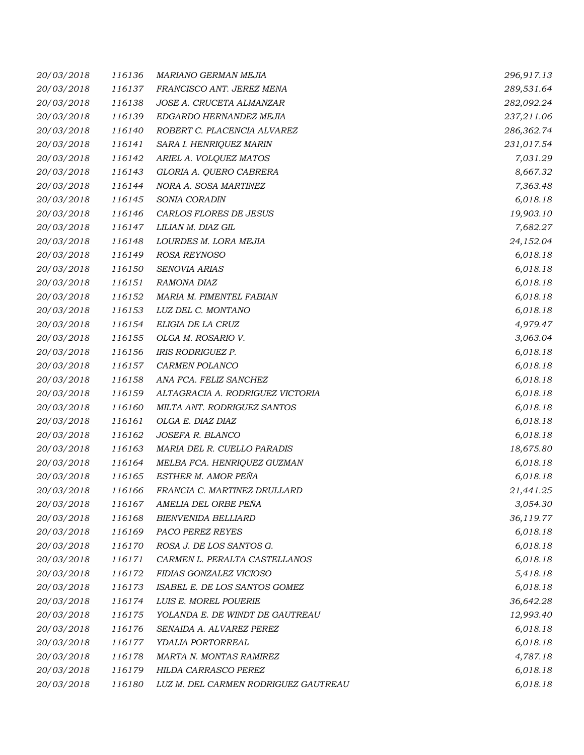| | | | |
|---|---|---|---|
| 20/03/2018 | 116136 | MARIANO GERMAN MEJIA | 296,917.13 |
| 20/03/2018 | 116137 | FRANCISCO ANT. JEREZ MENA | 289,531.64 |
| 20/03/2018 | 116138 | JOSE A. CRUCETA ALMANZAR | 282,092.24 |
| 20/03/2018 | 116139 | EDGARDO HERNANDEZ MEJIA | 237,211.06 |
| 20/03/2018 | 116140 | ROBERT C. PLACENCIA ALVAREZ | 286,362.74 |
| 20/03/2018 | 116141 | SARA I. HENRIQUEZ MARIN | 231,017.54 |
| 20/03/2018 | 116142 | ARIEL A. VOLQUEZ MATOS | 7,031.29 |
| 20/03/2018 | 116143 | GLORIA A. QUERO CABRERA | 8,667.32 |
| 20/03/2018 | 116144 | NORA A. SOSA MARTINEZ | 7,363.48 |
| 20/03/2018 | 116145 | SONIA CORADIN | 6,018.18 |
| 20/03/2018 | 116146 | CARLOS FLORES DE JESUS | 19,903.10 |
| 20/03/2018 | 116147 | LILIAN M. DIAZ GIL | 7,682.27 |
| 20/03/2018 | 116148 | LOURDES M. LORA MEJIA | 24,152.04 |
| 20/03/2018 | 116149 | ROSA REYNOSO | 6,018.18 |
| 20/03/2018 | 116150 | SENOVIA ARIAS | 6,018.18 |
| 20/03/2018 | 116151 | RAMONA DIAZ | 6,018.18 |
| 20/03/2018 | 116152 | MARIA M. PIMENTEL FABIAN | 6,018.18 |
| 20/03/2018 | 116153 | LUZ DEL C. MONTANO | 6,018.18 |
| 20/03/2018 | 116154 | ELIGIA DE LA CRUZ | 4,979.47 |
| 20/03/2018 | 116155 | OLGA M. ROSARIO V. | 3,063.04 |
| 20/03/2018 | 116156 | IRIS RODRIGUEZ P. | 6,018.18 |
| 20/03/2018 | 116157 | CARMEN POLANCO | 6,018.18 |
| 20/03/2018 | 116158 | ANA FCA. FELIZ SANCHEZ | 6,018.18 |
| 20/03/2018 | 116159 | ALTAGRACIA A. RODRIGUEZ VICTORIA | 6,018.18 |
| 20/03/2018 | 116160 | MILTA ANT. RODRIGUEZ SANTOS | 6,018.18 |
| 20/03/2018 | 116161 | OLGA E. DIAZ DIAZ | 6,018.18 |
| 20/03/2018 | 116162 | JOSEFA R. BLANCO | 6,018.18 |
| 20/03/2018 | 116163 | MARIA DEL R. CUELLO PARADIS | 18,675.80 |
| 20/03/2018 | 116164 | MELBA FCA. HENRIQUEZ GUZMAN | 6,018.18 |
| 20/03/2018 | 116165 | ESTHER M. AMOR PEÑA | 6,018.18 |
| 20/03/2018 | 116166 | FRANCIA C. MARTINEZ DRULLARD | 21,441.25 |
| 20/03/2018 | 116167 | AMELIA DEL ORBE PEÑA | 3,054.30 |
| 20/03/2018 | 116168 | BIENVENIDA BELLIARD | 36,119.77 |
| 20/03/2018 | 116169 | PACO PEREZ REYES | 6,018.18 |
| 20/03/2018 | 116170 | ROSA J. DE LOS SANTOS G. | 6,018.18 |
| 20/03/2018 | 116171 | CARMEN L. PERALTA CASTELLANOS | 6,018.18 |
| 20/03/2018 | 116172 | FIDIAS GONZALEZ VICIOSO | 5,418.18 |
| 20/03/2018 | 116173 | ISABEL E. DE LOS SANTOS GOMEZ | 6,018.18 |
| 20/03/2018 | 116174 | LUIS E. MOREL POUERIE | 36,642.28 |
| 20/03/2018 | 116175 | YOLANDA E. DE WINDT DE GAUTREAU | 12,993.40 |
| 20/03/2018 | 116176 | SENAIDA A. ALVAREZ PEREZ | 6,018.18 |
| 20/03/2018 | 116177 | YDALIA PORTORREAL | 6,018.18 |
| 20/03/2018 | 116178 | MARTA N. MONTAS RAMIREZ | 4,787.18 |
| 20/03/2018 | 116179 | HILDA CARRASCO PEREZ | 6,018.18 |
| 20/03/2018 | 116180 | LUZ M. DEL CARMEN RODRIGUEZ GAUTREAU | 6,018.18 |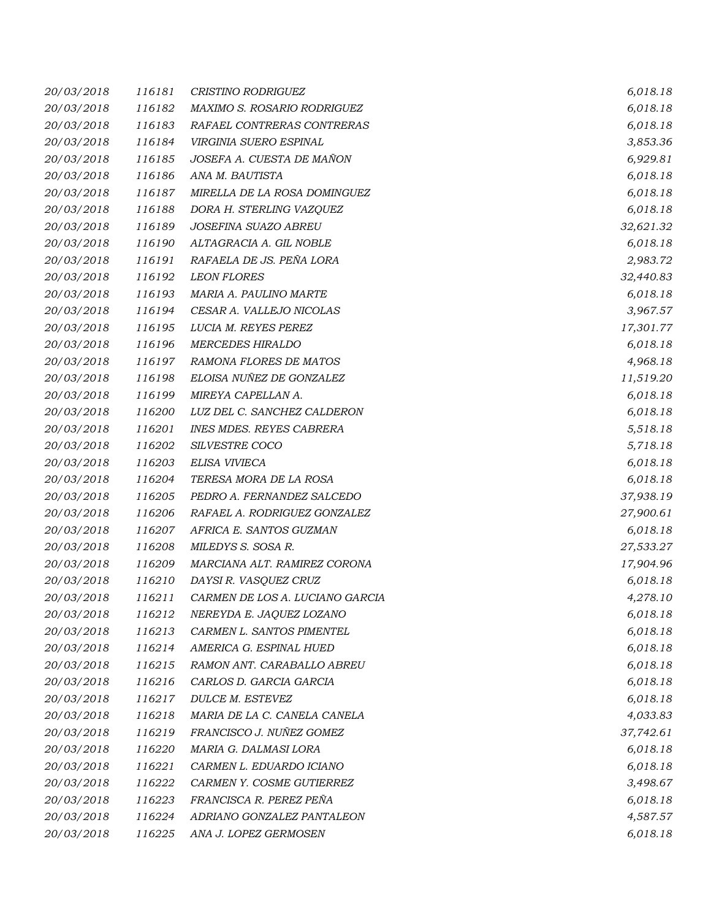| | | | |
|---|---|---|---|
| 20/03/2018 | 116181 | CRISTINO RODRIGUEZ | 6,018.18 |
| 20/03/2018 | 116182 | MAXIMO S. ROSARIO RODRIGUEZ | 6,018.18 |
| 20/03/2018 | 116183 | RAFAEL CONTRERAS CONTRERAS | 6,018.18 |
| 20/03/2018 | 116184 | VIRGINIA SUERO ESPINAL | 3,853.36 |
| 20/03/2018 | 116185 | JOSEFA A. CUESTA DE MAÑON | 6,929.81 |
| 20/03/2018 | 116186 | ANA M. BAUTISTA | 6,018.18 |
| 20/03/2018 | 116187 | MIRELLA DE LA ROSA DOMINGUEZ | 6,018.18 |
| 20/03/2018 | 116188 | DORA H. STERLING VAZQUEZ | 6,018.18 |
| 20/03/2018 | 116189 | JOSEFINA SUAZO ABREU | 32,621.32 |
| 20/03/2018 | 116190 | ALTAGRACIA A. GIL NOBLE | 6,018.18 |
| 20/03/2018 | 116191 | RAFAELA DE JS. PEÑA LORA | 2,983.72 |
| 20/03/2018 | 116192 | LEON FLORES | 32,440.83 |
| 20/03/2018 | 116193 | MARIA A. PAULINO MARTE | 6,018.18 |
| 20/03/2018 | 116194 | CESAR A. VALLEJO NICOLAS | 3,967.57 |
| 20/03/2018 | 116195 | LUCIA M. REYES PEREZ | 17,301.77 |
| 20/03/2018 | 116196 | MERCEDES HIRALDO | 6,018.18 |
| 20/03/2018 | 116197 | RAMONA FLORES DE MATOS | 4,968.18 |
| 20/03/2018 | 116198 | ELOISA NUÑEZ DE GONZALEZ | 11,519.20 |
| 20/03/2018 | 116199 | MIREYA CAPELLAN A. | 6,018.18 |
| 20/03/2018 | 116200 | LUZ DEL C. SANCHEZ CALDERON | 6,018.18 |
| 20/03/2018 | 116201 | INES MDES. REYES CABRERA | 5,518.18 |
| 20/03/2018 | 116202 | SILVESTRE COCO | 5,718.18 |
| 20/03/2018 | 116203 | ELISA VIVIECA | 6,018.18 |
| 20/03/2018 | 116204 | TERESA MORA DE LA ROSA | 6,018.18 |
| 20/03/2018 | 116205 | PEDRO A. FERNANDEZ SALCEDO | 37,938.19 |
| 20/03/2018 | 116206 | RAFAEL A. RODRIGUEZ GONZALEZ | 27,900.61 |
| 20/03/2018 | 116207 | AFRICA E. SANTOS GUZMAN | 6,018.18 |
| 20/03/2018 | 116208 | MILEDYS S. SOSA R. | 27,533.27 |
| 20/03/2018 | 116209 | MARCIANA ALT. RAMIREZ CORONA | 17,904.96 |
| 20/03/2018 | 116210 | DAYSI R. VASQUEZ CRUZ | 6,018.18 |
| 20/03/2018 | 116211 | CARMEN DE LOS A. LUCIANO GARCIA | 4,278.10 |
| 20/03/2018 | 116212 | NEREYDA E. JAQUEZ LOZANO | 6,018.18 |
| 20/03/2018 | 116213 | CARMEN L. SANTOS PIMENTEL | 6,018.18 |
| 20/03/2018 | 116214 | AMERICA G. ESPINAL HUED | 6,018.18 |
| 20/03/2018 | 116215 | RAMON ANT. CARABALLO ABREU | 6,018.18 |
| 20/03/2018 | 116216 | CARLOS D. GARCIA GARCIA | 6,018.18 |
| 20/03/2018 | 116217 | DULCE M. ESTEVEZ | 6,018.18 |
| 20/03/2018 | 116218 | MARIA DE LA C. CANELA CANELA | 4,033.83 |
| 20/03/2018 | 116219 | FRANCISCO J. NUÑEZ GOMEZ | 37,742.61 |
| 20/03/2018 | 116220 | MARIA G. DALMASI LORA | 6,018.18 |
| 20/03/2018 | 116221 | CARMEN L. EDUARDO ICIANO | 6,018.18 |
| 20/03/2018 | 116222 | CARMEN Y. COSME GUTIERREZ | 3,498.67 |
| 20/03/2018 | 116223 | FRANCISCA R. PEREZ PEÑA | 6,018.18 |
| 20/03/2018 | 116224 | ADRIANO GONZALEZ PANTALEON | 4,587.57 |
| 20/03/2018 | 116225 | ANA J. LOPEZ GERMOSEN | 6,018.18 |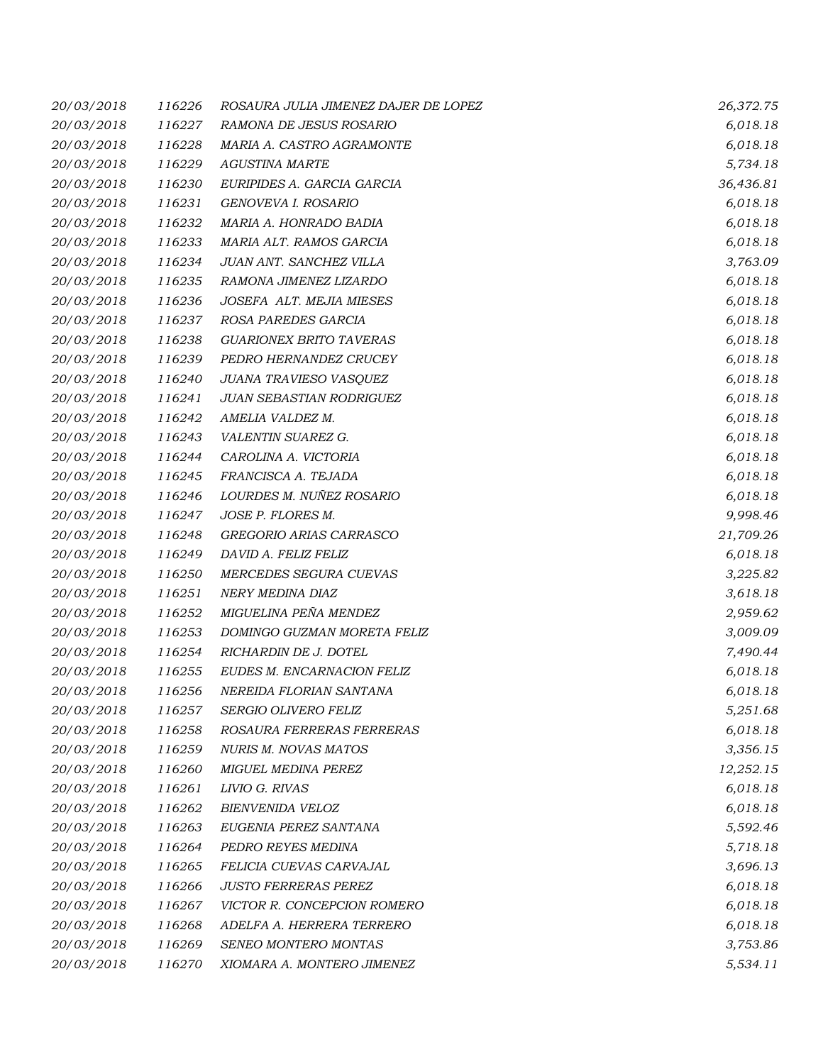| | | | |
|---|---|---|---|
| 20/03/2018 | 116226 | ROSAURA JULIA JIMENEZ DAJER DE LOPEZ | 26,372.75 |
| 20/03/2018 | 116227 | RAMONA DE JESUS ROSARIO | 6,018.18 |
| 20/03/2018 | 116228 | MARIA A. CASTRO AGRAMONTE | 6,018.18 |
| 20/03/2018 | 116229 | AGUSTINA MARTE | 5,734.18 |
| 20/03/2018 | 116230 | EURIPIDES A. GARCIA GARCIA | 36,436.81 |
| 20/03/2018 | 116231 | GENOVEVA I. ROSARIO | 6,018.18 |
| 20/03/2018 | 116232 | MARIA A. HONRADO BADIA | 6,018.18 |
| 20/03/2018 | 116233 | MARIA ALT. RAMOS GARCIA | 6,018.18 |
| 20/03/2018 | 116234 | JUAN ANT. SANCHEZ VILLA | 3,763.09 |
| 20/03/2018 | 116235 | RAMONA JIMENEZ LIZARDO | 6,018.18 |
| 20/03/2018 | 116236 | JOSEFA ALT. MEJIA MIESES | 6,018.18 |
| 20/03/2018 | 116237 | ROSA PAREDES GARCIA | 6,018.18 |
| 20/03/2018 | 116238 | GUARIONEX BRITO TAVERAS | 6,018.18 |
| 20/03/2018 | 116239 | PEDRO HERNANDEZ CRUCEY | 6,018.18 |
| 20/03/2018 | 116240 | JUANA TRAVIESO VASQUEZ | 6,018.18 |
| 20/03/2018 | 116241 | JUAN SEBASTIAN RODRIGUEZ | 6,018.18 |
| 20/03/2018 | 116242 | AMELIA VALDEZ M. | 6,018.18 |
| 20/03/2018 | 116243 | VALENTIN SUAREZ G. | 6,018.18 |
| 20/03/2018 | 116244 | CAROLINA A. VICTORIA | 6,018.18 |
| 20/03/2018 | 116245 | FRANCISCA A. TEJADA | 6,018.18 |
| 20/03/2018 | 116246 | LOURDES M. NUÑEZ ROSARIO | 6,018.18 |
| 20/03/2018 | 116247 | JOSE P. FLORES M. | 9,998.46 |
| 20/03/2018 | 116248 | GREGORIO ARIAS CARRASCO | 21,709.26 |
| 20/03/2018 | 116249 | DAVID A. FELIZ FELIZ | 6,018.18 |
| 20/03/2018 | 116250 | MERCEDES SEGURA CUEVAS | 3,225.82 |
| 20/03/2018 | 116251 | NERY MEDINA DIAZ | 3,618.18 |
| 20/03/2018 | 116252 | MIGUELINA PEÑA MENDEZ | 2,959.62 |
| 20/03/2018 | 116253 | DOMINGO GUZMAN MORETA FELIZ | 3,009.09 |
| 20/03/2018 | 116254 | RICHARDIN DE J. DOTEL | 7,490.44 |
| 20/03/2018 | 116255 | EUDES M. ENCARNACION FELIZ | 6,018.18 |
| 20/03/2018 | 116256 | NEREIDA FLORIAN SANTANA | 6,018.18 |
| 20/03/2018 | 116257 | SERGIO OLIVERO FELIZ | 5,251.68 |
| 20/03/2018 | 116258 | ROSAURA FERRERAS FERRERAS | 6,018.18 |
| 20/03/2018 | 116259 | NURIS M. NOVAS MATOS | 3,356.15 |
| 20/03/2018 | 116260 | MIGUEL MEDINA PEREZ | 12,252.15 |
| 20/03/2018 | 116261 | LIVIO G. RIVAS | 6,018.18 |
| 20/03/2018 | 116262 | BIENVENIDA VELOZ | 6,018.18 |
| 20/03/2018 | 116263 | EUGENIA PEREZ SANTANA | 5,592.46 |
| 20/03/2018 | 116264 | PEDRO REYES MEDINA | 5,718.18 |
| 20/03/2018 | 116265 | FELICIA CUEVAS CARVAJAL | 3,696.13 |
| 20/03/2018 | 116266 | JUSTO FERRERAS PEREZ | 6,018.18 |
| 20/03/2018 | 116267 | VICTOR R. CONCEPCION ROMERO | 6,018.18 |
| 20/03/2018 | 116268 | ADELFA A. HERRERA TERRERO | 6,018.18 |
| 20/03/2018 | 116269 | SENEO MONTERO MONTAS | 3,753.86 |
| 20/03/2018 | 116270 | XIOMARA A. MONTERO JIMENEZ | 5,534.11 |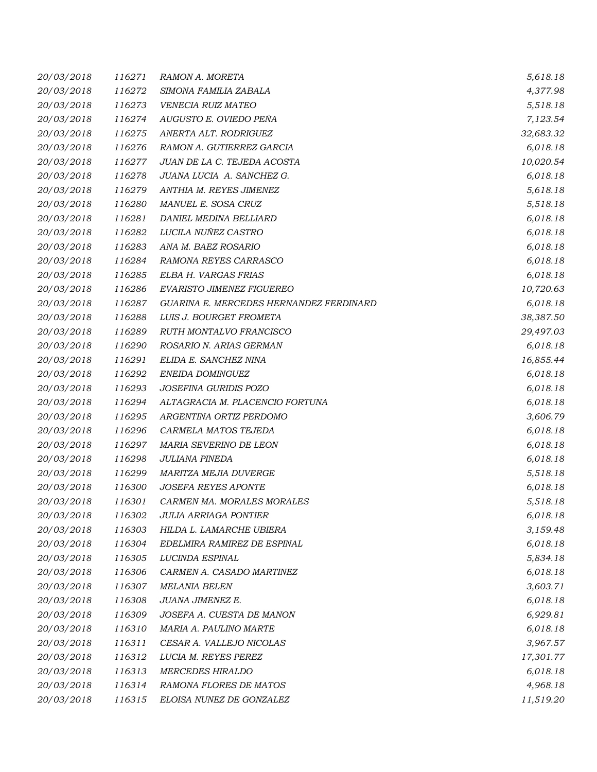| | | | |
|---|---|---|---|
| 20/03/2018 | 116271 | RAMON A. MORETA | 5,618.18 |
| 20/03/2018 | 116272 | SIMONA FAMILIA ZABALA | 4,377.98 |
| 20/03/2018 | 116273 | VENECIA RUIZ MATEO | 5,518.18 |
| 20/03/2018 | 116274 | AUGUSTO E. OVIEDO PEÑA | 7,123.54 |
| 20/03/2018 | 116275 | ANERTA ALT. RODRIGUEZ | 32,683.32 |
| 20/03/2018 | 116276 | RAMON A. GUTIERREZ GARCIA | 6,018.18 |
| 20/03/2018 | 116277 | JUAN DE LA C. TEJEDA ACOSTA | 10,020.54 |
| 20/03/2018 | 116278 | JUANA LUCIA A. SANCHEZ G. | 6,018.18 |
| 20/03/2018 | 116279 | ANTHIA M. REYES JIMENEZ | 5,618.18 |
| 20/03/2018 | 116280 | MANUEL E. SOSA CRUZ | 5,518.18 |
| 20/03/2018 | 116281 | DANIEL MEDINA BELLIARD | 6,018.18 |
| 20/03/2018 | 116282 | LUCILA NUÑEZ CASTRO | 6,018.18 |
| 20/03/2018 | 116283 | ANA M. BAEZ ROSARIO | 6,018.18 |
| 20/03/2018 | 116284 | RAMONA REYES CARRASCO | 6,018.18 |
| 20/03/2018 | 116285 | ELBA H. VARGAS FRIAS | 6,018.18 |
| 20/03/2018 | 116286 | EVARISTO JIMENEZ FIGUEREO | 10,720.63 |
| 20/03/2018 | 116287 | GUARINA E. MERCEDES HERNANDEZ FERDINARD | 6,018.18 |
| 20/03/2018 | 116288 | LUIS J. BOURGET FROMETA | 38,387.50 |
| 20/03/2018 | 116289 | RUTH MONTALVO FRANCISCO | 29,497.03 |
| 20/03/2018 | 116290 | ROSARIO N. ARIAS GERMAN | 6,018.18 |
| 20/03/2018 | 116291 | ELIDA E. SANCHEZ NINA | 16,855.44 |
| 20/03/2018 | 116292 | ENEIDA DOMINGUEZ | 6,018.18 |
| 20/03/2018 | 116293 | JOSEFINA GURIDIS POZO | 6,018.18 |
| 20/03/2018 | 116294 | ALTAGRACIA M. PLACENCIO FORTUNA | 6,018.18 |
| 20/03/2018 | 116295 | ARGENTINA ORTIZ PERDOMO | 3,606.79 |
| 20/03/2018 | 116296 | CARMELA MATOS TEJEDA | 6,018.18 |
| 20/03/2018 | 116297 | MARIA SEVERINO DE LEON | 6,018.18 |
| 20/03/2018 | 116298 | JULIANA PINEDA | 6,018.18 |
| 20/03/2018 | 116299 | MARITZA MEJIA DUVERGE | 5,518.18 |
| 20/03/2018 | 116300 | JOSEFA REYES APONTE | 6,018.18 |
| 20/03/2018 | 116301 | CARMEN MA. MORALES MORALES | 5,518.18 |
| 20/03/2018 | 116302 | JULIA ARRIAGA PONTIER | 6,018.18 |
| 20/03/2018 | 116303 | HILDA L. LAMARCHE UBIERA | 3,159.48 |
| 20/03/2018 | 116304 | EDELMIRA RAMIREZ DE ESPINAL | 6,018.18 |
| 20/03/2018 | 116305 | LUCINDA ESPINAL | 5,834.18 |
| 20/03/2018 | 116306 | CARMEN A. CASADO MARTINEZ | 6,018.18 |
| 20/03/2018 | 116307 | MELANIA BELEN | 3,603.71 |
| 20/03/2018 | 116308 | JUANA JIMENEZ E. | 6,018.18 |
| 20/03/2018 | 116309 | JOSEFA A. CUESTA DE MANON | 6,929.81 |
| 20/03/2018 | 116310 | MARIA A. PAULINO MARTE | 6,018.18 |
| 20/03/2018 | 116311 | CESAR A. VALLEJO NICOLAS | 3,967.57 |
| 20/03/2018 | 116312 | LUCIA M. REYES PEREZ | 17,301.77 |
| 20/03/2018 | 116313 | MERCEDES HIRALDO | 6,018.18 |
| 20/03/2018 | 116314 | RAMONA FLORES DE MATOS | 4,968.18 |
| 20/03/2018 | 116315 | ELOISA NUNEZ DE GONZALEZ | 11,519.20 |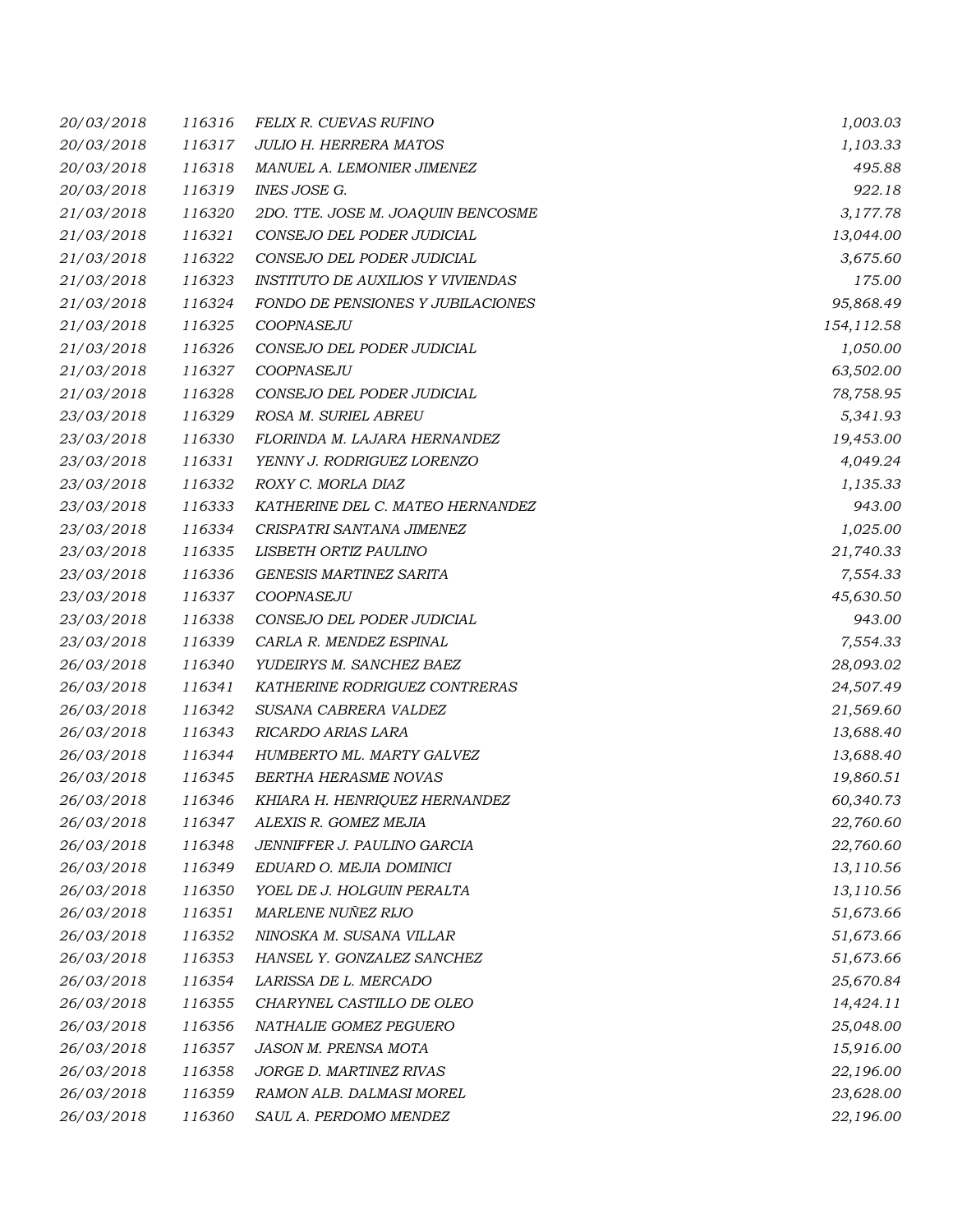| | | | |
|---|---|---|---|
| 20/03/2018 | 116316 | FELIX R. CUEVAS RUFINO | 1,003.03 |
| 20/03/2018 | 116317 | JULIO H. HERRERA MATOS | 1,103.33 |
| 20/03/2018 | 116318 | MANUEL A. LEMONIER JIMENEZ | 495.88 |
| 20/03/2018 | 116319 | INES JOSE G. | 922.18 |
| 21/03/2018 | 116320 | 2DO. TTE. JOSE M. JOAQUIN BENCOSME | 3,177.78 |
| 21/03/2018 | 116321 | CONSEJO DEL PODER JUDICIAL | 13,044.00 |
| 21/03/2018 | 116322 | CONSEJO DEL PODER JUDICIAL | 3,675.60 |
| 21/03/2018 | 116323 | INSTITUTO DE AUXILIOS Y VIVIENDAS | 175.00 |
| 21/03/2018 | 116324 | FONDO DE PENSIONES Y JUBILACIONES | 95,868.49 |
| 21/03/2018 | 116325 | COOPNASEJU | 154,112.58 |
| 21/03/2018 | 116326 | CONSEJO DEL PODER JUDICIAL | 1,050.00 |
| 21/03/2018 | 116327 | COOPNASEJU | 63,502.00 |
| 21/03/2018 | 116328 | CONSEJO DEL PODER JUDICIAL | 78,758.95 |
| 23/03/2018 | 116329 | ROSA M. SURIEL ABREU | 5,341.93 |
| 23/03/2018 | 116330 | FLORINDA M. LAJARA HERNANDEZ | 19,453.00 |
| 23/03/2018 | 116331 | YENNY J. RODRIGUEZ LORENZO | 4,049.24 |
| 23/03/2018 | 116332 | ROXY C. MORLA DIAZ | 1,135.33 |
| 23/03/2018 | 116333 | KATHERINE DEL C. MATEO HERNANDEZ | 943.00 |
| 23/03/2018 | 116334 | CRISPATRI SANTANA JIMENEZ | 1,025.00 |
| 23/03/2018 | 116335 | LISBETH ORTIZ PAULINO | 21,740.33 |
| 23/03/2018 | 116336 | GENESIS MARTINEZ SARITA | 7,554.33 |
| 23/03/2018 | 116337 | COOPNASEJU | 45,630.50 |
| 23/03/2018 | 116338 | CONSEJO DEL PODER JUDICIAL | 943.00 |
| 23/03/2018 | 116339 | CARLA R. MENDEZ ESPINAL | 7,554.33 |
| 26/03/2018 | 116340 | YUDEIRYS M. SANCHEZ BAEZ | 28,093.02 |
| 26/03/2018 | 116341 | KATHERINE RODRIGUEZ CONTRERAS | 24,507.49 |
| 26/03/2018 | 116342 | SUSANA CABRERA VALDEZ | 21,569.60 |
| 26/03/2018 | 116343 | RICARDO ARIAS LARA | 13,688.40 |
| 26/03/2018 | 116344 | HUMBERTO ML. MARTY GALVEZ | 13,688.40 |
| 26/03/2018 | 116345 | BERTHA HERASME NOVAS | 19,860.51 |
| 26/03/2018 | 116346 | KHIARA H. HENRIQUEZ HERNANDEZ | 60,340.73 |
| 26/03/2018 | 116347 | ALEXIS R. GOMEZ MEJIA | 22,760.60 |
| 26/03/2018 | 116348 | JENNIFFER J. PAULINO GARCIA | 22,760.60 |
| 26/03/2018 | 116349 | EDUARD O. MEJIA DOMINICI | 13,110.56 |
| 26/03/2018 | 116350 | YOEL DE J. HOLGUIN PERALTA | 13,110.56 |
| 26/03/2018 | 116351 | MARLENE NUÑEZ RIJO | 51,673.66 |
| 26/03/2018 | 116352 | NINOSKA M. SUSANA VILLAR | 51,673.66 |
| 26/03/2018 | 116353 | HANSEL Y. GONZALEZ SANCHEZ | 51,673.66 |
| 26/03/2018 | 116354 | LARISSA DE L. MERCADO | 25,670.84 |
| 26/03/2018 | 116355 | CHARYNEL CASTILLO DE OLEO | 14,424.11 |
| 26/03/2018 | 116356 | NATHALIE GOMEZ PEGUERO | 25,048.00 |
| 26/03/2018 | 116357 | JASON M. PRENSA MOTA | 15,916.00 |
| 26/03/2018 | 116358 | JORGE D. MARTINEZ RIVAS | 22,196.00 |
| 26/03/2018 | 116359 | RAMON ALB. DALMASI MOREL | 23,628.00 |
| 26/03/2018 | 116360 | SAUL A. PERDOMO MENDEZ | 22,196.00 |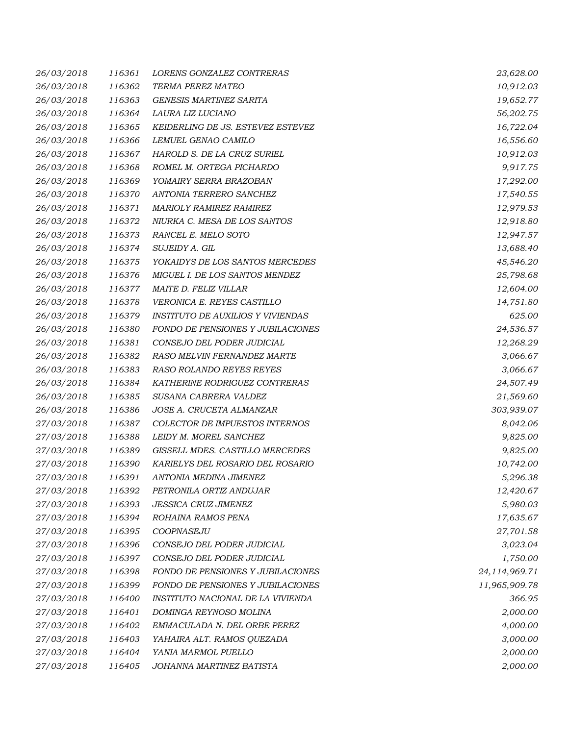| | | | |
|---|---|---|---|
| 26/03/2018 | 116361 | LORENS GONZALEZ CONTRERAS | 23,628.00 |
| 26/03/2018 | 116362 | TERMA PEREZ MATEO | 10,912.03 |
| 26/03/2018 | 116363 | GENESIS MARTINEZ SARITA | 19,652.77 |
| 26/03/2018 | 116364 | LAURA LIZ LUCIANO | 56,202.75 |
| 26/03/2018 | 116365 | KEIDERLING DE JS. ESTEVEZ ESTEVEZ | 16,722.04 |
| 26/03/2018 | 116366 | LEMUEL GENAO CAMILO | 16,556.60 |
| 26/03/2018 | 116367 | HAROLD S. DE LA CRUZ SURIEL | 10,912.03 |
| 26/03/2018 | 116368 | ROMEL M. ORTEGA PICHARDO | 9,917.75 |
| 26/03/2018 | 116369 | YOMAIRY SERRA BRAZOBAN | 17,292.00 |
| 26/03/2018 | 116370 | ANTONIA TERRERO SANCHEZ | 17,540.55 |
| 26/03/2018 | 116371 | MARIOLY RAMIREZ RAMIREZ | 12,979.53 |
| 26/03/2018 | 116372 | NIURKA C. MESA DE LOS SANTOS | 12,918.80 |
| 26/03/2018 | 116373 | RANCEL E. MELO SOTO | 12,947.57 |
| 26/03/2018 | 116374 | SUJEIDY A. GIL | 13,688.40 |
| 26/03/2018 | 116375 | YOKAIDYS DE LOS SANTOS MERCEDES | 45,546.20 |
| 26/03/2018 | 116376 | MIGUEL I. DE LOS SANTOS MENDEZ | 25,798.68 |
| 26/03/2018 | 116377 | MAITE D. FELIZ VILLAR | 12,604.00 |
| 26/03/2018 | 116378 | VERONICA E. REYES CASTILLO | 14,751.80 |
| 26/03/2018 | 116379 | INSTITUTO DE AUXILIOS Y VIVIENDAS | 625.00 |
| 26/03/2018 | 116380 | FONDO DE PENSIONES Y JUBILACIONES | 24,536.57 |
| 26/03/2018 | 116381 | CONSEJO DEL PODER JUDICIAL | 12,268.29 |
| 26/03/2018 | 116382 | RASO MELVIN FERNANDEZ MARTE | 3,066.67 |
| 26/03/2018 | 116383 | RASO ROLANDO REYES REYES | 3,066.67 |
| 26/03/2018 | 116384 | KATHERINE RODRIGUEZ CONTRERAS | 24,507.49 |
| 26/03/2018 | 116385 | SUSANA CABRERA VALDEZ | 21,569.60 |
| 26/03/2018 | 116386 | JOSE A. CRUCETA ALMANZAR | 303,939.07 |
| 27/03/2018 | 116387 | COLECTOR DE IMPUESTOS INTERNOS | 8,042.06 |
| 27/03/2018 | 116388 | LEIDY M. MOREL SANCHEZ | 9,825.00 |
| 27/03/2018 | 116389 | GISSELL MDES. CASTILLO MERCEDES | 9,825.00 |
| 27/03/2018 | 116390 | KARIELYS DEL ROSARIO DEL ROSARIO | 10,742.00 |
| 27/03/2018 | 116391 | ANTONIA MEDINA JIMENEZ | 5,296.38 |
| 27/03/2018 | 116392 | PETRONILA ORTIZ ANDUJAR | 12,420.67 |
| 27/03/2018 | 116393 | JESSICA CRUZ JIMENEZ | 5,980.03 |
| 27/03/2018 | 116394 | ROHAINA RAMOS PENA | 17,635.67 |
| 27/03/2018 | 116395 | COOPNASEJU | 27,701.58 |
| 27/03/2018 | 116396 | CONSEJO DEL PODER JUDICIAL | 3,023.04 |
| 27/03/2018 | 116397 | CONSEJO DEL PODER JUDICIAL | 1,750.00 |
| 27/03/2018 | 116398 | FONDO DE PENSIONES Y JUBILACIONES | 24,114,969.71 |
| 27/03/2018 | 116399 | FONDO DE PENSIONES Y JUBILACIONES | 11,965,909.78 |
| 27/03/2018 | 116400 | INSTITUTO NACIONAL DE LA VIVIENDA | 366.95 |
| 27/03/2018 | 116401 | DOMINGA REYNOSO MOLINA | 2,000.00 |
| 27/03/2018 | 116402 | EMMACULADA N. DEL ORBE PEREZ | 4,000.00 |
| 27/03/2018 | 116403 | YAHAIRA ALT. RAMOS QUEZADA | 3,000.00 |
| 27/03/2018 | 116404 | YANIA MARMOL PUELLO | 2,000.00 |
| 27/03/2018 | 116405 | JOHANNA MARTINEZ BATISTA | 2,000.00 |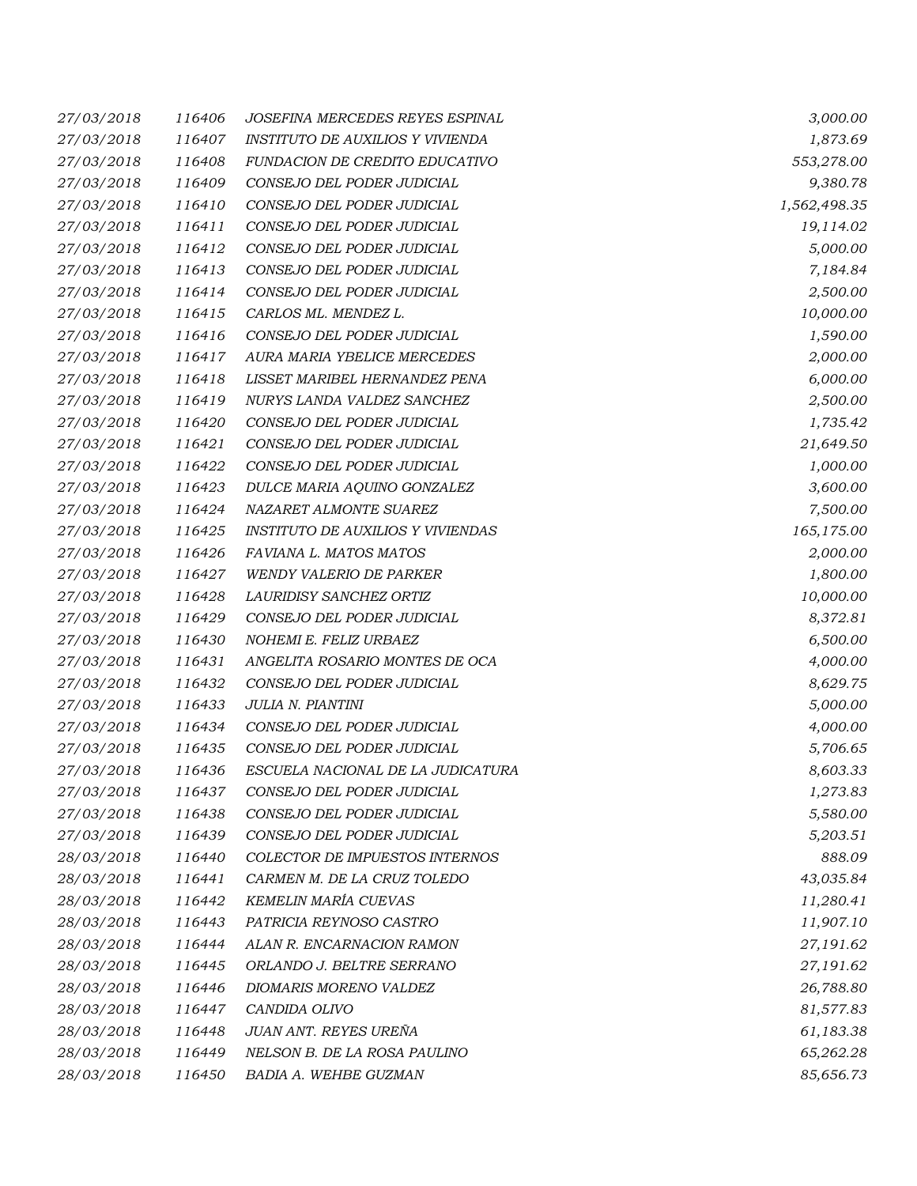| | | | |
|---|---|---|---|
| 27/03/2018 | 116406 | JOSEFINA MERCEDES REYES ESPINAL | 3,000.00 |
| 27/03/2018 | 116407 | INSTITUTO DE AUXILIOS Y VIVIENDA | 1,873.69 |
| 27/03/2018 | 116408 | FUNDACION DE CREDITO EDUCATIVO | 553,278.00 |
| 27/03/2018 | 116409 | CONSEJO DEL PODER JUDICIAL | 9,380.78 |
| 27/03/2018 | 116410 | CONSEJO DEL PODER JUDICIAL | 1,562,498.35 |
| 27/03/2018 | 116411 | CONSEJO DEL PODER JUDICIAL | 19,114.02 |
| 27/03/2018 | 116412 | CONSEJO DEL PODER JUDICIAL | 5,000.00 |
| 27/03/2018 | 116413 | CONSEJO DEL PODER JUDICIAL | 7,184.84 |
| 27/03/2018 | 116414 | CONSEJO DEL PODER JUDICIAL | 2,500.00 |
| 27/03/2018 | 116415 | CARLOS ML. MENDEZ L. | 10,000.00 |
| 27/03/2018 | 116416 | CONSEJO DEL PODER JUDICIAL | 1,590.00 |
| 27/03/2018 | 116417 | AURA MARIA YBELICE MERCEDES | 2,000.00 |
| 27/03/2018 | 116418 | LISSET MARIBEL HERNANDEZ PENA | 6,000.00 |
| 27/03/2018 | 116419 | NURYS LANDA VALDEZ SANCHEZ | 2,500.00 |
| 27/03/2018 | 116420 | CONSEJO DEL PODER JUDICIAL | 1,735.42 |
| 27/03/2018 | 116421 | CONSEJO DEL PODER JUDICIAL | 21,649.50 |
| 27/03/2018 | 116422 | CONSEJO DEL PODER JUDICIAL | 1,000.00 |
| 27/03/2018 | 116423 | DULCE MARIA AQUINO GONZALEZ | 3,600.00 |
| 27/03/2018 | 116424 | NAZARET ALMONTE SUAREZ | 7,500.00 |
| 27/03/2018 | 116425 | INSTITUTO DE AUXILIOS Y VIVIENDAS | 165,175.00 |
| 27/03/2018 | 116426 | FAVIANA L. MATOS MATOS | 2,000.00 |
| 27/03/2018 | 116427 | WENDY VALERIO DE PARKER | 1,800.00 |
| 27/03/2018 | 116428 | LAURIDISY SANCHEZ ORTIZ | 10,000.00 |
| 27/03/2018 | 116429 | CONSEJO DEL PODER JUDICIAL | 8,372.81 |
| 27/03/2018 | 116430 | NOHEMI E. FELIZ URBAEZ | 6,500.00 |
| 27/03/2018 | 116431 | ANGELITA ROSARIO MONTES DE OCA | 4,000.00 |
| 27/03/2018 | 116432 | CONSEJO DEL PODER JUDICIAL | 8,629.75 |
| 27/03/2018 | 116433 | JULIA N. PIANTINI | 5,000.00 |
| 27/03/2018 | 116434 | CONSEJO DEL PODER JUDICIAL | 4,000.00 |
| 27/03/2018 | 116435 | CONSEJO DEL PODER JUDICIAL | 5,706.65 |
| 27/03/2018 | 116436 | ESCUELA NACIONAL DE LA JUDICATURA | 8,603.33 |
| 27/03/2018 | 116437 | CONSEJO DEL PODER JUDICIAL | 1,273.83 |
| 27/03/2018 | 116438 | CONSEJO DEL PODER JUDICIAL | 5,580.00 |
| 27/03/2018 | 116439 | CONSEJO DEL PODER JUDICIAL | 5,203.51 |
| 28/03/2018 | 116440 | COLECTOR DE IMPUESTOS INTERNOS | 888.09 |
| 28/03/2018 | 116441 | CARMEN M. DE LA CRUZ TOLEDO | 43,035.84 |
| 28/03/2018 | 116442 | KEMELIN MARÍA CUEVAS | 11,280.41 |
| 28/03/2018 | 116443 | PATRICIA REYNOSO CASTRO | 11,907.10 |
| 28/03/2018 | 116444 | ALAN R. ENCARNACION RAMON | 27,191.62 |
| 28/03/2018 | 116445 | ORLANDO J. BELTRE SERRANO | 27,191.62 |
| 28/03/2018 | 116446 | DIOMARIS MORENO VALDEZ | 26,788.80 |
| 28/03/2018 | 116447 | CANDIDA OLIVO | 81,577.83 |
| 28/03/2018 | 116448 | JUAN ANT. REYES UREÑA | 61,183.38 |
| 28/03/2018 | 116449 | NELSON B. DE LA ROSA PAULINO | 65,262.28 |
| 28/03/2018 | 116450 | BADIA A. WEHBE GUZMAN | 85,656.73 |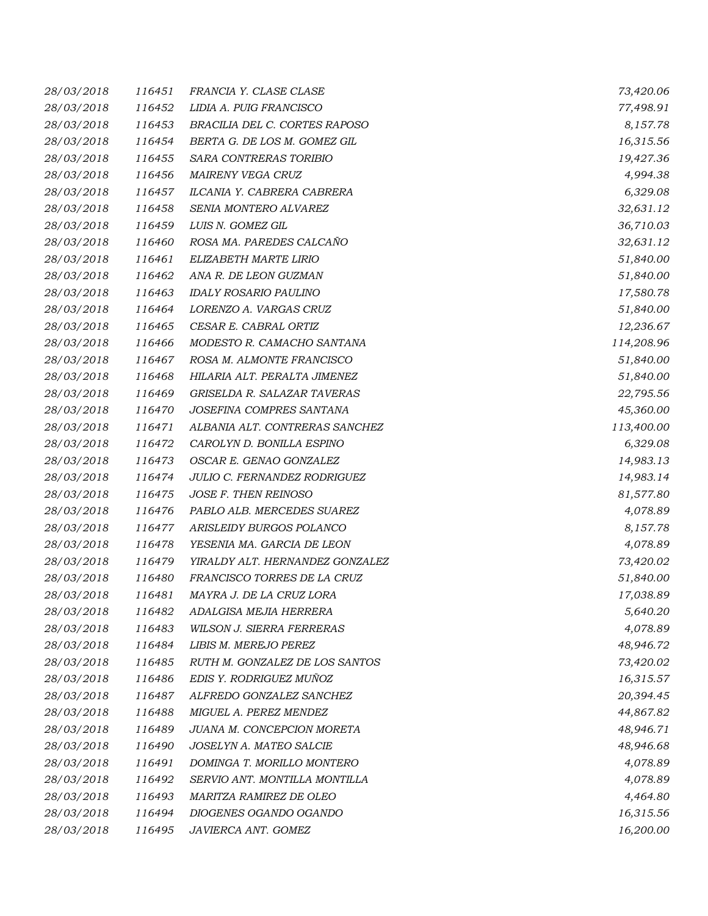| | | | |
|---|---|---|---|
| 28/03/2018 | 116451 | FRANCIA Y. CLASE CLASE | 73,420.06 |
| 28/03/2018 | 116452 | LIDIA A. PUIG FRANCISCO | 77,498.91 |
| 28/03/2018 | 116453 | BRACILIA DEL C. CORTES RAPOSO | 8,157.78 |
| 28/03/2018 | 116454 | BERTA G. DE LOS M. GOMEZ GIL | 16,315.56 |
| 28/03/2018 | 116455 | SARA CONTRERAS TORIBIO | 19,427.36 |
| 28/03/2018 | 116456 | MAIRENY VEGA CRUZ | 4,994.38 |
| 28/03/2018 | 116457 | ILCANIA Y. CABRERA CABRERA | 6,329.08 |
| 28/03/2018 | 116458 | SENIA MONTERO ALVAREZ | 32,631.12 |
| 28/03/2018 | 116459 | LUIS N. GOMEZ GIL | 36,710.03 |
| 28/03/2018 | 116460 | ROSA MA. PAREDES CALCAÑO | 32,631.12 |
| 28/03/2018 | 116461 | ELIZABETH MARTE LIRIO | 51,840.00 |
| 28/03/2018 | 116462 | ANA R. DE LEON GUZMAN | 51,840.00 |
| 28/03/2018 | 116463 | IDALY ROSARIO PAULINO | 17,580.78 |
| 28/03/2018 | 116464 | LORENZO A. VARGAS CRUZ | 51,840.00 |
| 28/03/2018 | 116465 | CESAR E. CABRAL ORTIZ | 12,236.67 |
| 28/03/2018 | 116466 | MODESTO R. CAMACHO SANTANA | 114,208.96 |
| 28/03/2018 | 116467 | ROSA M. ALMONTE FRANCISCO | 51,840.00 |
| 28/03/2018 | 116468 | HILARIA ALT. PERALTA JIMENEZ | 51,840.00 |
| 28/03/2018 | 116469 | GRISELDA R. SALAZAR TAVERAS | 22,795.56 |
| 28/03/2018 | 116470 | JOSEFINA COMPRES SANTANA | 45,360.00 |
| 28/03/2018 | 116471 | ALBANIA ALT. CONTRERAS SANCHEZ | 113,400.00 |
| 28/03/2018 | 116472 | CAROLYN D. BONILLA ESPINO | 6,329.08 |
| 28/03/2018 | 116473 | OSCAR E. GENAO GONZALEZ | 14,983.13 |
| 28/03/2018 | 116474 | JULIO C. FERNANDEZ RODRIGUEZ | 14,983.14 |
| 28/03/2018 | 116475 | JOSE F. THEN REINOSO | 81,577.80 |
| 28/03/2018 | 116476 | PABLO ALB. MERCEDES SUAREZ | 4,078.89 |
| 28/03/2018 | 116477 | ARISLEIDY BURGOS POLANCO | 8,157.78 |
| 28/03/2018 | 116478 | YESENIA MA. GARCIA DE LEON | 4,078.89 |
| 28/03/2018 | 116479 | YIRALDY ALT. HERNANDEZ GONZALEZ | 73,420.02 |
| 28/03/2018 | 116480 | FRANCISCO TORRES DE LA CRUZ | 51,840.00 |
| 28/03/2018 | 116481 | MAYRA J. DE LA CRUZ LORA | 17,038.89 |
| 28/03/2018 | 116482 | ADALGISA MEJIA HERRERA | 5,640.20 |
| 28/03/2018 | 116483 | WILSON J. SIERRA FERRERAS | 4,078.89 |
| 28/03/2018 | 116484 | LIBIS M. MEREJO PEREZ | 48,946.72 |
| 28/03/2018 | 116485 | RUTH M. GONZALEZ DE LOS SANTOS | 73,420.02 |
| 28/03/2018 | 116486 | EDIS Y. RODRIGUEZ MUÑOZ | 16,315.57 |
| 28/03/2018 | 116487 | ALFREDO GONZALEZ SANCHEZ | 20,394.45 |
| 28/03/2018 | 116488 | MIGUEL A. PEREZ MENDEZ | 44,867.82 |
| 28/03/2018 | 116489 | JUANA M. CONCEPCION MORETA | 48,946.71 |
| 28/03/2018 | 116490 | JOSELYN A. MATEO SALCIE | 48,946.68 |
| 28/03/2018 | 116491 | DOMINGA T. MORILLO MONTERO | 4,078.89 |
| 28/03/2018 | 116492 | SERVIO ANT. MONTILLA MONTILLA | 4,078.89 |
| 28/03/2018 | 116493 | MARITZA RAMIREZ DE OLEO | 4,464.80 |
| 28/03/2018 | 116494 | DIOGENES OGANDO OGANDO | 16,315.56 |
| 28/03/2018 | 116495 | JAVIERCA ANT. GOMEZ | 16,200.00 |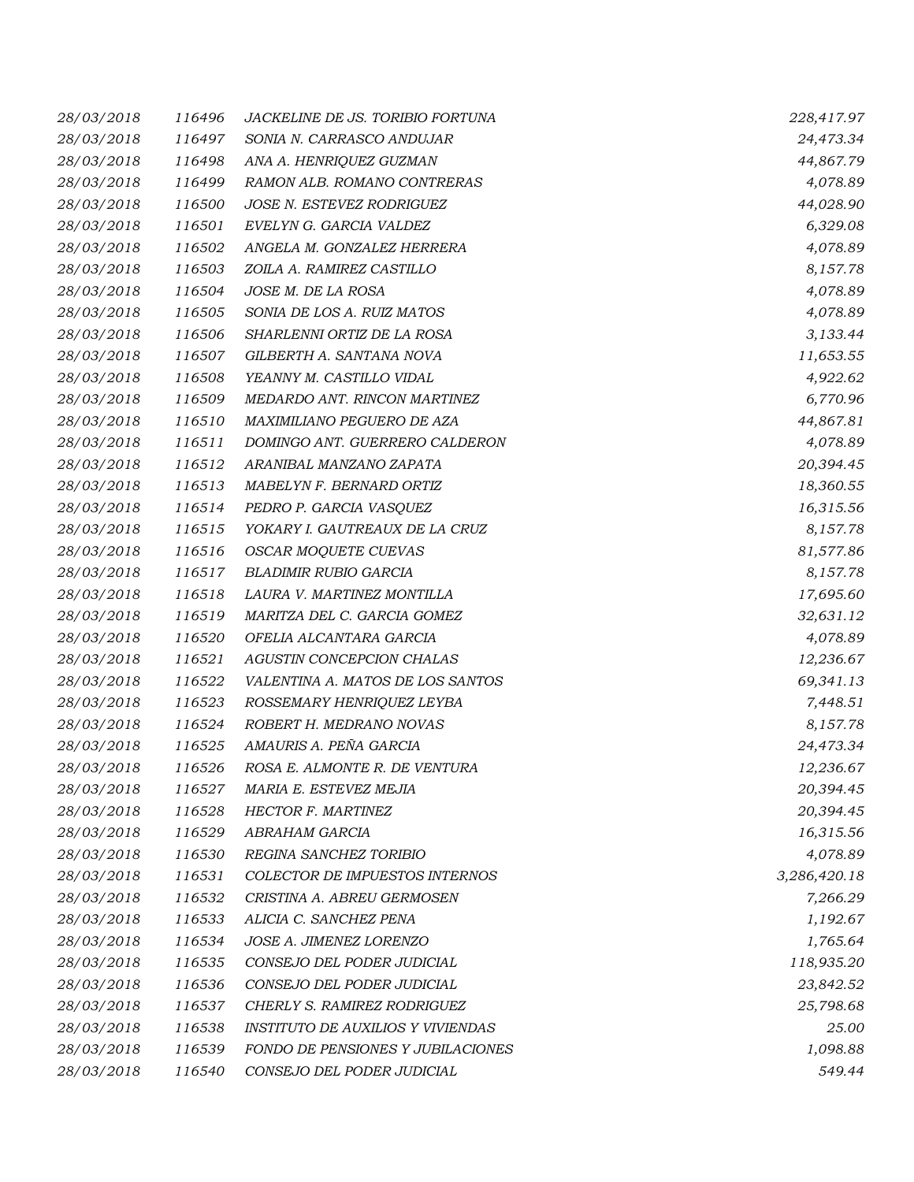| | | | |
|---|---|---|---|
| 28/03/2018 | 116496 | JACKELINE DE JS. TORIBIO FORTUNA | 228,417.97 |
| 28/03/2018 | 116497 | SONIA N. CARRASCO ANDUJAR | 24,473.34 |
| 28/03/2018 | 116498 | ANA A. HENRIQUEZ GUZMAN | 44,867.79 |
| 28/03/2018 | 116499 | RAMON ALB. ROMANO CONTRERAS | 4,078.89 |
| 28/03/2018 | 116500 | JOSE N. ESTEVEZ RODRIGUEZ | 44,028.90 |
| 28/03/2018 | 116501 | EVELYN G. GARCIA VALDEZ | 6,329.08 |
| 28/03/2018 | 116502 | ANGELA M. GONZALEZ HERRERA | 4,078.89 |
| 28/03/2018 | 116503 | ZOILA A. RAMIREZ CASTILLO | 8,157.78 |
| 28/03/2018 | 116504 | JOSE M. DE LA ROSA | 4,078.89 |
| 28/03/2018 | 116505 | SONIA DE LOS A. RUIZ MATOS | 4,078.89 |
| 28/03/2018 | 116506 | SHARLENNI ORTIZ DE LA ROSA | 3,133.44 |
| 28/03/2018 | 116507 | GILBERTH A. SANTANA NOVA | 11,653.55 |
| 28/03/2018 | 116508 | YEANNY M. CASTILLO VIDAL | 4,922.62 |
| 28/03/2018 | 116509 | MEDARDO ANT. RINCON MARTINEZ | 6,770.96 |
| 28/03/2018 | 116510 | MAXIMILIANO PEGUERO DE AZA | 44,867.81 |
| 28/03/2018 | 116511 | DOMINGO ANT. GUERRERO CALDERON | 4,078.89 |
| 28/03/2018 | 116512 | ARANIBAL MANZANO ZAPATA | 20,394.45 |
| 28/03/2018 | 116513 | MABELYN F. BERNARD ORTIZ | 18,360.55 |
| 28/03/2018 | 116514 | PEDRO P. GARCIA VASQUEZ | 16,315.56 |
| 28/03/2018 | 116515 | YOKARY I. GAUTREAUX DE LA CRUZ | 8,157.78 |
| 28/03/2018 | 116516 | OSCAR MOQUETE CUEVAS | 81,577.86 |
| 28/03/2018 | 116517 | BLADIMIR RUBIO GARCIA | 8,157.78 |
| 28/03/2018 | 116518 | LAURA V. MARTINEZ MONTILLA | 17,695.60 |
| 28/03/2018 | 116519 | MARITZA DEL C. GARCIA GOMEZ | 32,631.12 |
| 28/03/2018 | 116520 | OFELIA ALCANTARA GARCIA | 4,078.89 |
| 28/03/2018 | 116521 | AGUSTIN CONCEPCION CHALAS | 12,236.67 |
| 28/03/2018 | 116522 | VALENTINA A. MATOS DE LOS SANTOS | 69,341.13 |
| 28/03/2018 | 116523 | ROSSEMARY HENRIQUEZ LEYBA | 7,448.51 |
| 28/03/2018 | 116524 | ROBERT H. MEDRANO NOVAS | 8,157.78 |
| 28/03/2018 | 116525 | AMAURIS A. PEÑA GARCIA | 24,473.34 |
| 28/03/2018 | 116526 | ROSA E. ALMONTE R. DE VENTURA | 12,236.67 |
| 28/03/2018 | 116527 | MARIA E. ESTEVEZ MEJIA | 20,394.45 |
| 28/03/2018 | 116528 | HECTOR F. MARTINEZ | 20,394.45 |
| 28/03/2018 | 116529 | ABRAHAM GARCIA | 16,315.56 |
| 28/03/2018 | 116530 | REGINA SANCHEZ TORIBIO | 4,078.89 |
| 28/03/2018 | 116531 | COLECTOR DE IMPUESTOS INTERNOS | 3,286,420.18 |
| 28/03/2018 | 116532 | CRISTINA A. ABREU GERMOSEN | 7,266.29 |
| 28/03/2018 | 116533 | ALICIA C. SANCHEZ PENA | 1,192.67 |
| 28/03/2018 | 116534 | JOSE A. JIMENEZ LORENZO | 1,765.64 |
| 28/03/2018 | 116535 | CONSEJO DEL PODER JUDICIAL | 118,935.20 |
| 28/03/2018 | 116536 | CONSEJO DEL PODER JUDICIAL | 23,842.52 |
| 28/03/2018 | 116537 | CHERLY S. RAMIREZ RODRIGUEZ | 25,798.68 |
| 28/03/2018 | 116538 | INSTITUTO DE AUXILIOS Y VIVIENDAS | 25.00 |
| 28/03/2018 | 116539 | FONDO DE PENSIONES Y JUBILACIONES | 1,098.88 |
| 28/03/2018 | 116540 | CONSEJO DEL PODER JUDICIAL | 549.44 |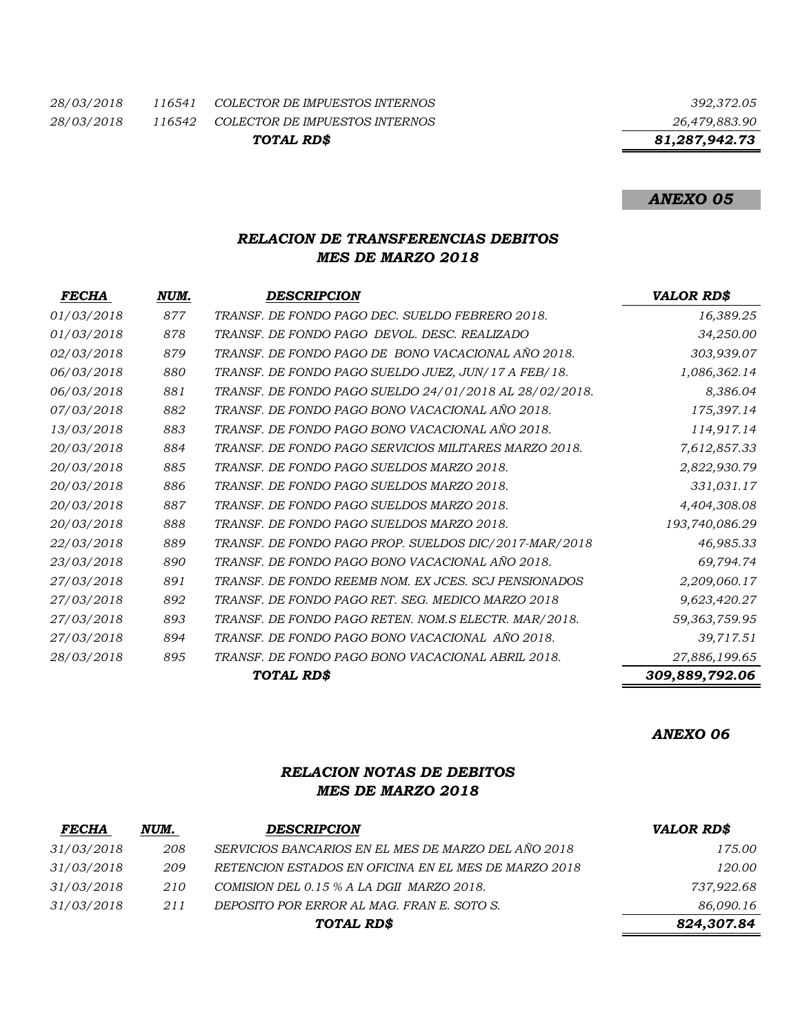| | | | |
|---|---|---|---|
| *28/03/2018* | *116541* | *COLECTOR DE IMPUESTOS INTERNOS* | *392,372.05* |
| *28/03/2018* | *116542* | *COLECTOR DE IMPUESTOS INTERNOS* | *26,479,883.90* |
| | | ***TOTAL RD$*** | ***81,287,942.73*** |

***ANEXO 05***

### *RELACION DE TRANSFERENCIAS DEBITOS*
### *MES DE MARZO 2018*

| ***FECHA*** | ***NUM.*** | ***DESCRIPCION*** | ***VALOR RD$*** |
|---|---|---|---|
| *01/03/2018* | *877* | *TRANSF. DE FONDO PAGO DEC. SUELDO FEBRERO 2018.* | *16,389.25* |
| *01/03/2018* | *878* | *TRANSF. DE FONDO PAGO DEVOL. DESC. REALIZADO* | *34,250.00* |
| *02/03/2018* | *879* | *TRANSF. DE FONDO PAGO DE BONO VACACIONAL AÑO 2018.* | *303,939.07* |
| *06/03/2018* | *880* | *TRANSF. DE FONDO PAGO SUELDO JUEZ, JUN/17 A FEB/18.* | *1,086,362.14* |
| *06/03/2018* | *881* | *TRANSF. DE FONDO PAGO SUELDO 24/01/2018 AL 28/02/2018.* | *8,386.04* |
| *07/03/2018* | *882* | *TRANSF. DE FONDO PAGO BONO VACACIONAL AÑO 2018.* | *175,397.14* |
| *13/03/2018* | *883* | *TRANSF. DE FONDO PAGO BONO VACACIONAL AÑO 2018.* | *114,917.14* |
| *20/03/2018* | *884* | *TRANSF. DE FONDO PAGO SERVICIOS MILITARES MARZO 2018.* | *7,612,857.33* |
| *20/03/2018* | *885* | *TRANSF. DE FONDO PAGO SUELDOS MARZO 2018.* | *2,822,930.79* |
| *20/03/2018* | *886* | *TRANSF. DE FONDO PAGO SUELDOS MARZO 2018.* | *331,031.17* |
| *20/03/2018* | *887* | *TRANSF. DE FONDO PAGO SUELDOS MARZO 2018.* | *4,404,308.08* |
| *20/03/2018* | *888* | *TRANSF. DE FONDO PAGO SUELDOS MARZO 2018.* | *193,740,086.29* |
| *22/03/2018* | *889* | *TRANSF. DE FONDO PAGO PROP. SUELDOS DIC/2017-MAR/2018* | *46,985.33* |
| *23/03/2018* | *890* | *TRANSF. DE FONDO PAGO BONO VACACIONAL AÑO 2018.* | *69,794.74* |
| *27/03/2018* | *891* | *TRANSF. DE FONDO REEMB NOM. EX JCES. SCJ PENSIONADOS* | *2,209,060.17* |
| *27/03/2018* | *892* | *TRANSF. DE FONDO PAGO RET. SEG. MEDICO MARZO 2018* | *9,623,420.27* |
| *27/03/2018* | *893* | *TRANSF. DE FONDO PAGO RETEN. NOM.S ELECTR. MAR/2018.* | *59,363,759.95* |
| *27/03/2018* | *894* | *TRANSF. DE FONDO PAGO BONO VACACIONAL AÑO 2018.* | *39,717.51* |
| *28/03/2018* | *895* | *TRANSF. DE FONDO PAGO BONO VACACIONAL ABRIL 2018.* | *27,886,199.65* |
| | | ***TOTAL RD$*** | ***309,889,792.06*** |

***ANEXO 06***

### *RELACION NOTAS DE DEBITOS*
### *MES DE MARZO 2018*

| ***FECHA*** | ***NUM.*** | ***DESCRIPCION*** | ***VALOR RD$*** |
|---|---|---|---|
| *31/03/2018* | *208* | *SERVICIOS BANCARIOS EN EL MES DE MARZO DEL AÑO 2018* | *175.00* |
| *31/03/2018* | *209* | *RETENCION ESTADOS EN OFICINA EN EL MES DE MARZO 2018* | *120.00* |
| *31/03/2018* | *210* | *COMISION DEL 0.15 % A LA DGII MARZO 2018.* | *737,922.68* |
| *31/03/2018* | *211* | *DEPOSITO POR ERROR AL MAG. FRAN E. SOTO S.* | *86,090.16* |
| | | ***TOTAL RD$*** | ***824,307.84*** |